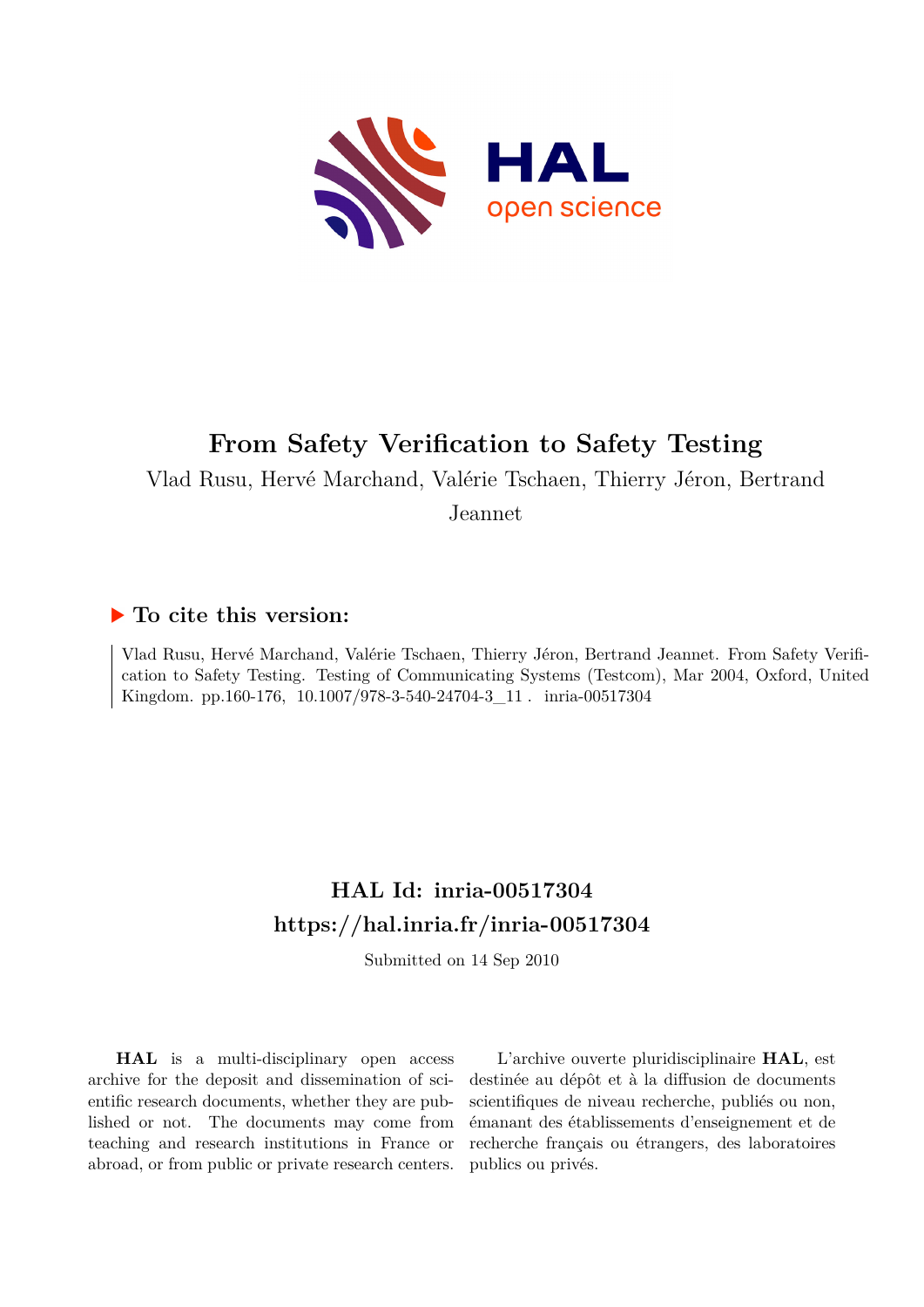# From Safety Verification to Safety Testing

Vlad Rusu, Hervé Marchand, Valérie Tschaen, Thierry Jéron, Bertrand Jeannet

## ▶ To cite this version:

Vlad Rusu, Hervé Marchand, Valérie Tschaen, Thierry Jéron, Bertrand Jeannet. From Safety Verification to Safety Testing. Testing of Communicating Systems (Testcom), Mar 2004, Oxford, United Kingdom. pp.160-176, 10.1007/978-3-540-24704-3_11 . inria-00517304

## HAL Id: inria-00517304

## https://hal.inria.fr/inria-00517304

Submitted on 14 Sep 2010

**HAL** is a multi-disciplinary open access archive for the deposit and dissemination of scientific research documents, whether they are published or not. The documents may come from teaching and research institutions in France or abroad, or from public or private research centers.

L'archive ouverte pluridisciplinaire **HAL**, est destinée au dépôt et à la diffusion de documents scientifiques de niveau recherche, publiés ou non, émanant des établissements d'enseignement et de recherche français ou étrangers, des laboratoires publics ou privés.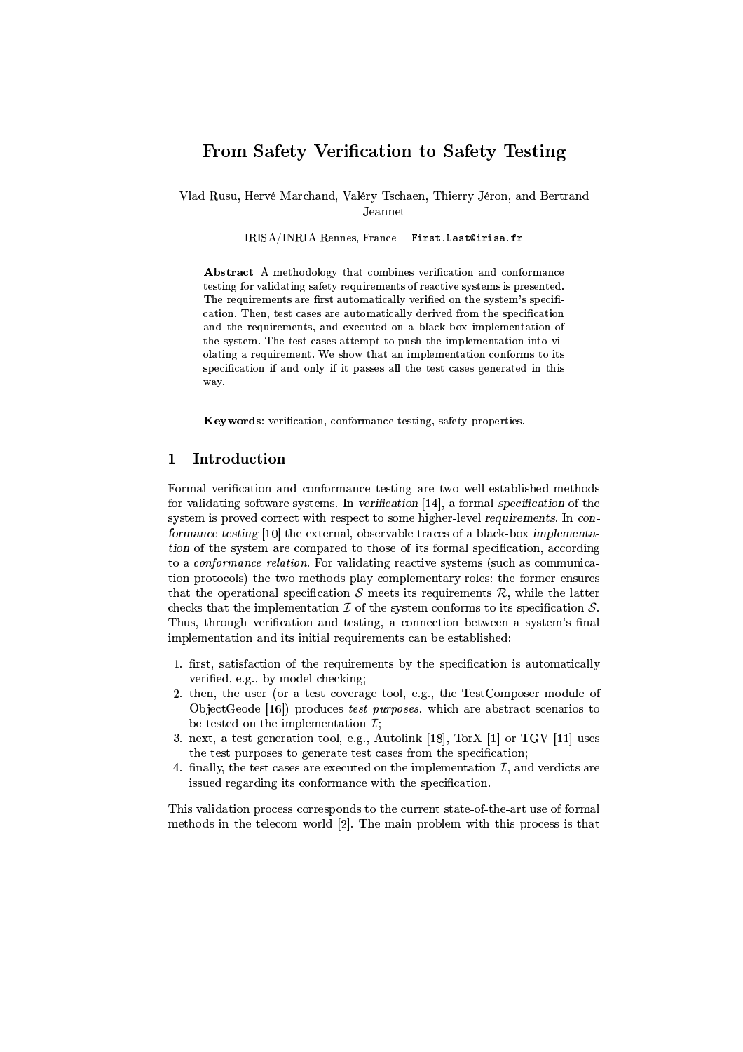# From Safety Verification to Safety Testing

Vlad Rusu, Hervé Marchand, Valéry Tschaen, Thierry Jéron, and Bertrand Jeannet

IRISA/INRIA Rennes, France `First.Last@irisa.fr`

**Abstract** A methodology that combines verification and conformance testing for validating safety requirements of reactive systems is presented. The requirements are first automatically verified on the system's specification. Then, test cases are automatically derived from the specification and the requirements, and executed on a black-box implementation of the system. The test cases attempt to push the implementation into violating a requirement. We show that an implementation conforms to its specification if and only if it passes all the test cases generated in this way.

**Keywords**: verification, conformance testing, safety properties.

## 1 Introduction

Formal verification and conformance testing are two well-established methods for validating software systems. In *verification* [14], a formal *specification* of the system is proved correct with respect to some higher-level *requirements*. In *conformance testing* [10] the external, observable traces of a black-box *implementation* of the system are compared to those of its formal specification, according to a *conformance relation*. For validating reactive systems (such as communication protocols) the two methods play complementary roles: the former ensures that the operational specification $\mathcal{S}$ meets its requirements $\mathcal{R}$, while the latter checks that the implementation $\mathcal{I}$ of the system conforms to its specification $\mathcal{S}$. Thus, through verification and testing, a connection between a system's final implementation and its initial requirements can be established:

1. first, satisfaction of the requirements by the specification is automatically verified, e.g., by model checking;
2. then, the user (or a test coverage tool, e.g., the TestComposer module of ObjectGeode [16]) produces *test purposes*, which are abstract scenarios to be tested on the implementation $\mathcal{I}$;
3. next, a test generation tool, e.g., Autolink [18], TorX [1] or TGV [11] uses the test purposes to generate test cases from the specification;
4. finally, the test cases are executed on the implementation $\mathcal{I}$, and verdicts are issued regarding its conformance with the specification.

This validation process corresponds to the current state-of-the-art use of formal methods in the telecom world [2]. The main problem with this process is that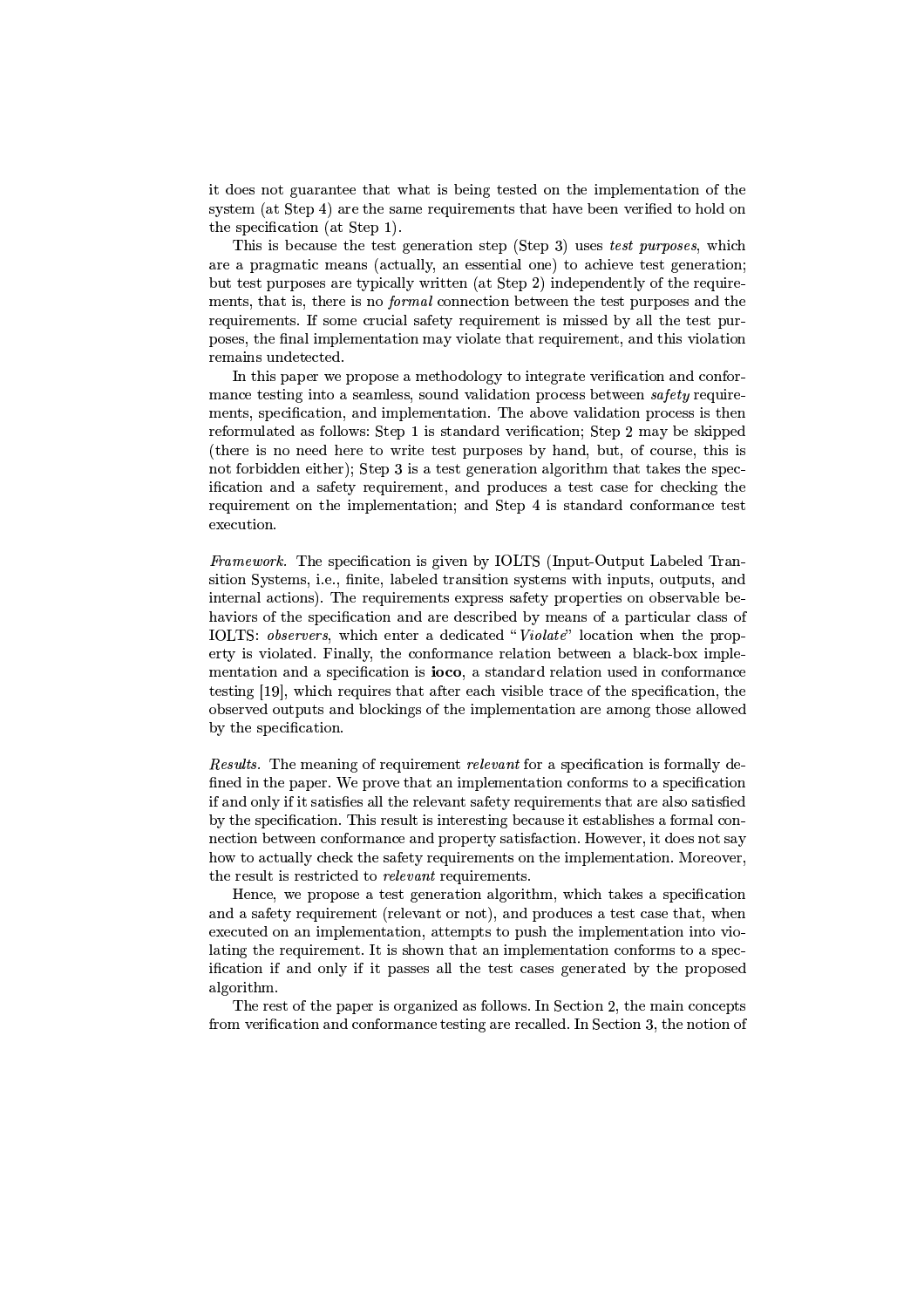it does not guarantee that what is being tested on the implementation of the system (at Step 4) are the same requirements that have been verified to hold on the specification (at Step 1).

This is because the test generation step (Step 3) uses *test purposes*, which are a pragmatic means (actually, an essential one) to achieve test generation; but test purposes are typically written (at Step 2) independently of the requirements, that is, there is no *formal* connection between the test purposes and the requirements. If some crucial safety requirement is missed by all the test purposes, the final implementation may violate that requirement, and this violation remains undetected.

In this paper we propose a methodology to integrate verification and conformance testing into a seamless, sound validation process between *safety* requirements, specification, and implementation. The above validation process is then reformulated as follows: Step 1 is standard verification; Step 2 may be skipped (there is no need here to write test purposes by hand, but, of course, this is not forbidden either); Step 3 is a test generation algorithm that takes the specification and a safety requirement, and produces a test case for checking the requirement on the implementation; and Step 4 is standard conformance test execution.

*Framework.* The specification is given by IOLTS (Input-Output Labeled Transition Systems, i.e., finite, labeled transition systems with inputs, outputs, and internal actions). The requirements express safety properties on observable behaviors of the specification and are described by means of a particular class of IOLTS: *observers*, which enter a dedicated "*Violate*" location when the property is violated. Finally, the conformance relation between a black-box implementation and a specification is **ioco**, a standard relation used in conformance testing [19], which requires that after each visible trace of the specification, the observed outputs and blockings of the implementation are among those allowed by the specification.

*Results.* The meaning of requirement *relevant* for a specification is formally defined in the paper. We prove that an implementation conforms to a specification if and only if it satisfies all the relevant safety requirements that are also satisfied by the specification. This result is interesting because it establishes a formal connection between conformance and property satisfaction. However, it does not say how to actually check the safety requirements on the implementation. Moreover, the result is restricted to *relevant* requirements.

Hence, we propose a test generation algorithm, which takes a specification and a safety requirement (relevant or not), and produces a test case that, when executed on an implementation, attempts to push the implementation into violating the requirement. It is shown that an implementation conforms to a specification if and only if it passes all the test cases generated by the proposed algorithm.

The rest of the paper is organized as follows. In Section 2, the main concepts from verification and conformance testing are recalled. In Section 3, the notion of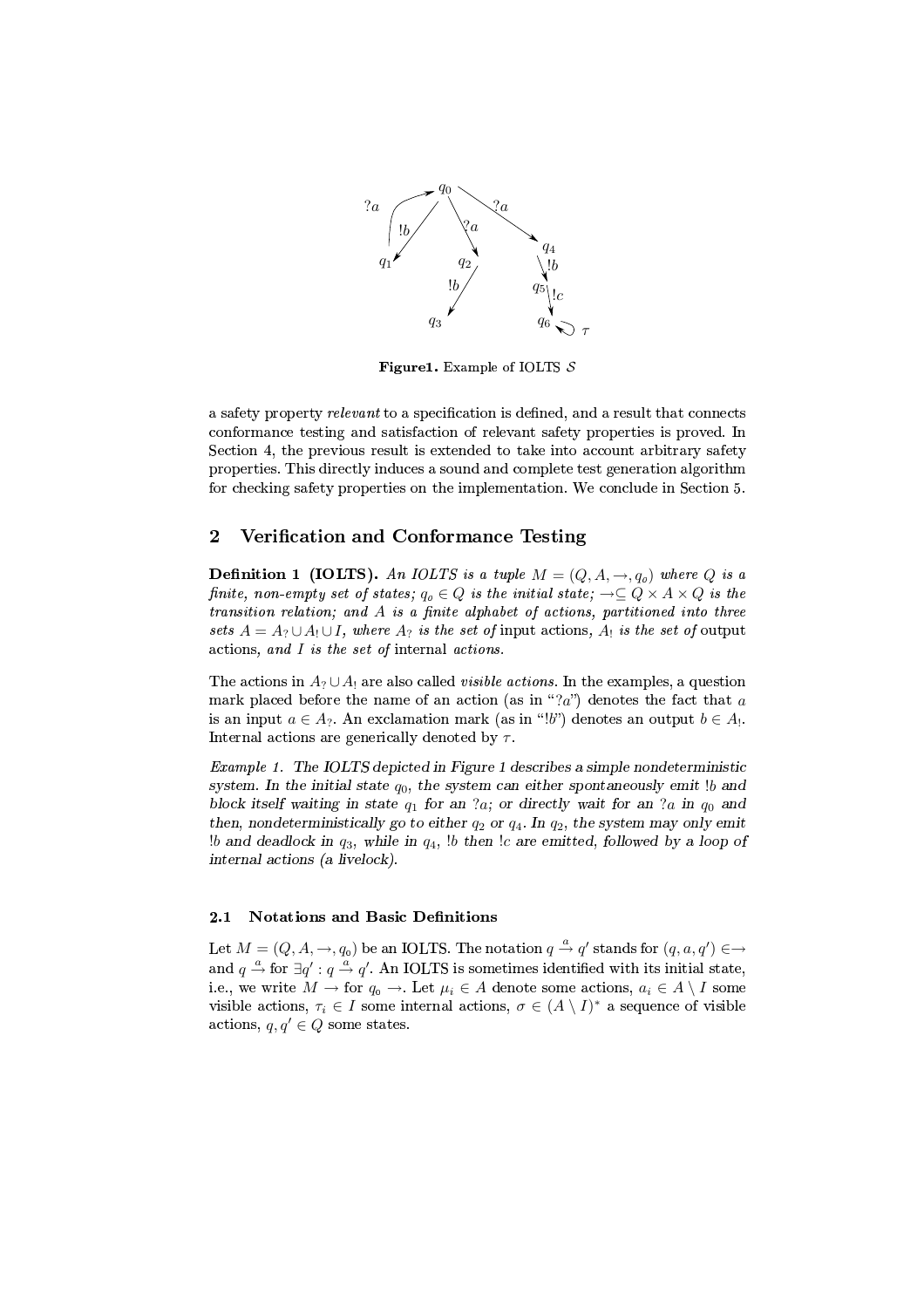?a

q0

?a

!b

?a

q4

q1

q2

!b

!b

q5

!c

q3

q6

τ

**Figure1.** Example of IOLTS $\mathcal{S}$

a safety property *relevant* to a specification is defined, and a result that connects conformance testing and satisfaction of relevant safety properties is proved. In Section 4, the previous result is extended to take into account arbitrary safety properties. This directly induces a sound and complete test generation algorithm for checking safety properties on the implementation. We conclude in Section 5.

## 2 Verification and Conformance Testing

**Definition 1 (IOLTS).** *An IOLTS is a tuple $M = (Q, A, \rightarrow, q_o)$ where $Q$ is a finite, non-empty set of states; $q_o \in Q$ is the initial state; $\rightarrow \subseteq Q \times A \times Q$ is the transition relation; and $A$ is a finite alphabet of actions, partitioned into three sets $A = A_? \cup A_! \cup I$, where $A_?$ is the set of* input actions*, $A_!$ is the set of* output actions*, and $I$ is the set of* internal *actions.*

The actions in $A_? \cup A_!$ are also called *visible actions*. In the examples, a question mark placed before the name of an action (as in "$?a$") denotes the fact that $a$ is an input $a \in A_?$. An exclamation mark (as in "$!b$") denotes an output $b \in A_!$. Internal actions are generically denoted by $\tau$.

*Example 1. The IOLTS depicted in Figure 1 describes a simple nondeterministic system. In the initial state $q_0$, the system can either spontaneously emit $!b$ and block itself waiting in state $q_1$ for an $?a$; or directly wait for an $?a$ in $q_0$ and then, nondeterministically go to either $q_2$ or $q_4$. In $q_2$, the system may only emit $!b$ and deadlock in $q_3$, while in $q_4$, $!b$ then $!c$ are emitted, followed by a loop of internal actions (a livelock).*

### 2.1 Notations and Basic Definitions

Let $M = (Q, A, \rightarrow, q_o)$ be an IOLTS. The notation $q \xrightarrow{a} q'$ stands for $(q, a, q') \in \rightarrow$ and $q \xrightarrow{a}$ for $\exists q' : q \xrightarrow{a} q'$. An IOLTS is sometimes identified with its initial state, i.e., we write $M \rightarrow$ for $q_o \rightarrow$. Let $\mu_i \in A$ denote some actions, $a_i \in A \setminus I$ some visible actions, $\tau_i \in I$ some internal actions, $\sigma \in (A \setminus I)^*$ a sequence of visible actions, $q, q' \in Q$ some states.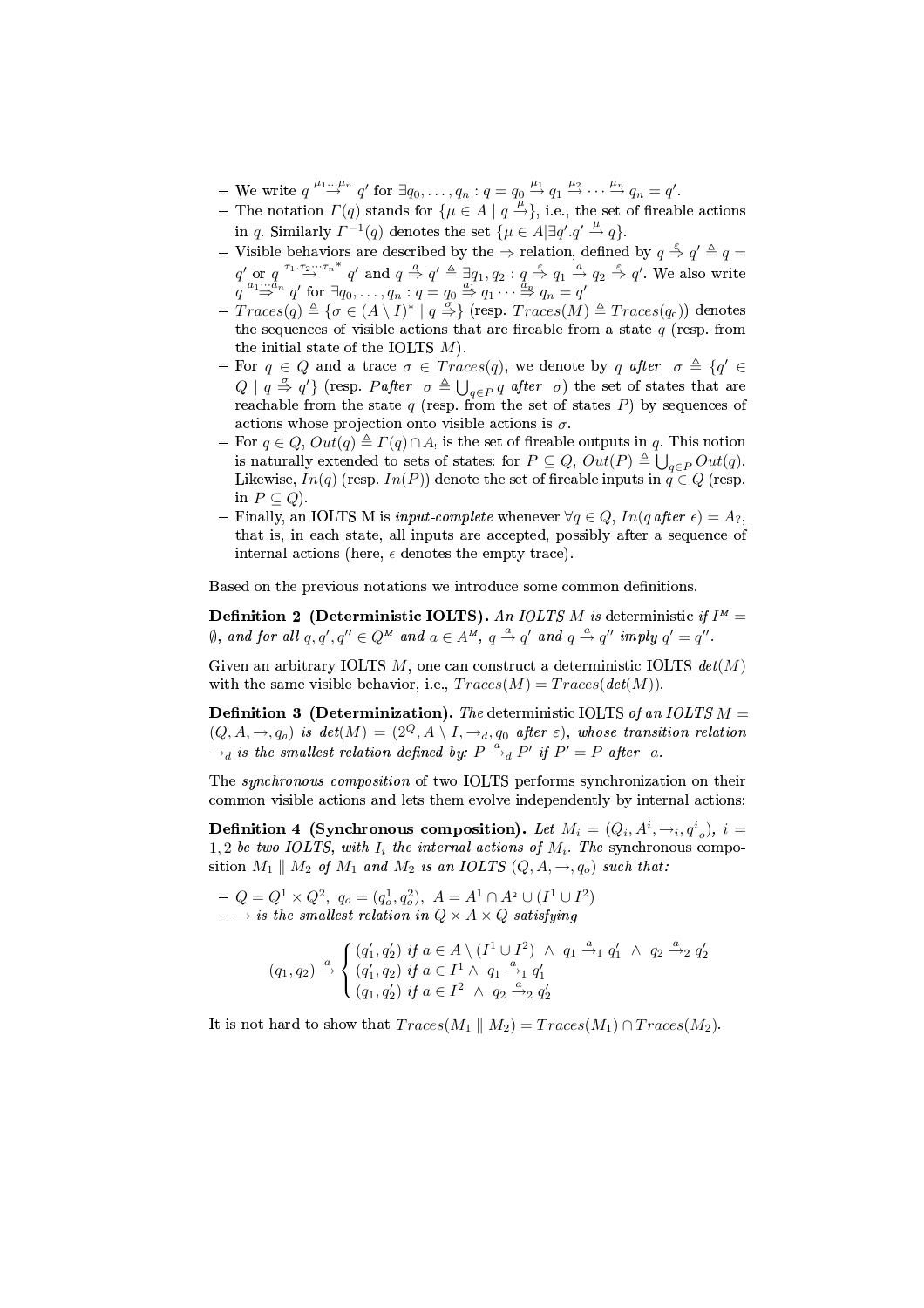- We write $q \overset{\mu_1 \cdots \mu_n}{\rightarrow} q'$ for $\exists q_0, \ldots, q_n : q = q_0 \overset{\mu_1}{\rightarrow} q_1 \overset{\mu_2}{\rightarrow} \cdots \overset{\mu_n}{\rightarrow} q_n = q'$.
- The notation $\Gamma(q)$ stands for $\{\mu \in A \mid q \overset{\mu}{\rightarrow}\}$, i.e., the set of fireable actions in $q$. Similarly $\Gamma^{-1}(q)$ denotes the set $\{\mu \in A \mid \exists q'. q' \overset{\mu}{\rightarrow} q\}$.
- Visible behaviors are described by the $\Rightarrow$ relation, defined by $q \overset{\varepsilon}{\Rightarrow} q' \triangleq q = q'$ or $q \overset{\tau_1 . \tau_2 \cdots \tau_n{}^*}{\rightarrow} q'$ and $q \overset{a}{\Rightarrow} q' \triangleq \exists q_1, q_2 : q \overset{\varepsilon}{\Rightarrow} q_1 \overset{a}{\rightarrow} q_2 \overset{\varepsilon}{\Rightarrow} q'$. We also write $q \overset{a_1 \cdots a_n}{\Rightarrow} q'$ for $\exists q_0, \ldots, q_n : q = q_0 \overset{a_1}{\Rightarrow} q_1 \cdots \overset{a_n}{\Rightarrow} q_n = q'$
- $Traces(q) \triangleq \{\sigma \in (A \setminus I)^* \mid q \overset{\sigma}{\Rightarrow}\}$ (resp. $Traces(M) \triangleq Traces(q_o)$) denotes the sequences of visible actions that are fireable from a state $q$ (resp. from the initial state of the IOLTS $M$).
- For $q \in Q$ and a trace $\sigma \in Traces(q)$, we denote by $q$ *after* $\sigma \triangleq \{q' \in Q \mid q \overset{\sigma}{\Rightarrow} q'\}$ (resp. $P$*after* $\sigma \triangleq \bigcup_{q \in P} q$ *after* $\sigma$) the set of states that are reachable from the state $q$ (resp. from the set of states $P$) by sequences of actions whose projection onto visible actions is $\sigma$.
- For $q \in Q$, $Out(q) \triangleq \Gamma(q) \cap A_!$ is the set of fireable outputs in $q$. This notion is naturally extended to sets of states: for $P \subseteq Q$, $Out(P) \triangleq \bigcup_{q \in P} Out(q)$. Likewise, $In(q)$ (resp. $In(P)$) denote the set of fireable inputs in $q \in Q$ (resp. in $P \subseteq Q$).
- Finally, an IOLTS M is *input-complete* whenever $\forall q \in Q$, $In(q\, \textit{after}\ \epsilon) = A_?$, that is, in each state, all inputs are accepted, possibly after a sequence of internal actions (here, $\epsilon$ denotes the empty trace).

Based on the previous notations we introduce some common definitions.

**Definition 2 (Deterministic IOLTS).** *An IOLTS $M$ is* deterministic *if $I^M = \emptyset$, and for all $q, q', q'' \in Q^M$ and $a \in A^M$, $q \overset{a}{\rightarrow} q'$ and $q \overset{a}{\rightarrow} q''$ imply $q' = q''$.*

Given an arbitrary IOLTS $M$, one can construct a deterministic IOLTS $det(M)$ with the same visible behavior, i.e., $Traces(M) = Traces(det(M))$.

**Definition 3 (Determinization).** *The* deterministic IOLTS *of an IOLTS $M = (Q, A, \rightarrow, q_o)$ is $det(M) = (2^Q, A \setminus I, \rightarrow_d, q_0$ after $\varepsilon)$, whose transition relation $\rightarrow_d$ is the smallest relation defined by: $P \overset{a}{\rightarrow}_d P'$ if $P' = P$ after $a$.*

The *synchronous composition* of two IOLTS performs synchronization on their common visible actions and lets them evolve independently by internal actions:

**Definition 4 (Synchronous composition).** *Let $M_i = (Q_i, A^i, \rightarrow_i, q^i{}_o)$, $i = 1, 2$ be two IOLTS, with $I_i$ the internal actions of $M_i$. The* synchronous composition *$M_1 \parallel M_2$ of $M_1$ and $M_2$ is an IOLTS $(Q, A, \rightarrow, q_o)$ such that:*

- *$Q = Q^1 \times Q^2$, $q_o = (q_o^1, q_o^2)$, $A = A^1 \cap A^2 \cup (I^1 \cup I^2)$*
- *$\rightarrow$ is the smallest relation in $Q \times A \times Q$ satisfying*

$$
(q_1, q_2) \overset{a}{\rightarrow} \begin{cases} (q_1', q_2') \text{ if } a \in A \setminus (I^1 \cup I^2) \ \wedge\ q_1 \overset{a}{\rightarrow}_1 q_1' \ \wedge\ q_2 \overset{a}{\rightarrow}_2 q_2' \\ (q_1', q_2) \text{ if } a \in I^1 \wedge\ q_1 \overset{a}{\rightarrow}_1 q_1' \\ (q_1, q_2') \text{ if } a \in I^2 \ \wedge\ q_2 \overset{a}{\rightarrow}_2 q_2' \end{cases}
$$

It is not hard to show that $Traces(M_1 \parallel M_2) = Traces(M_1) \cap Traces(M_2)$.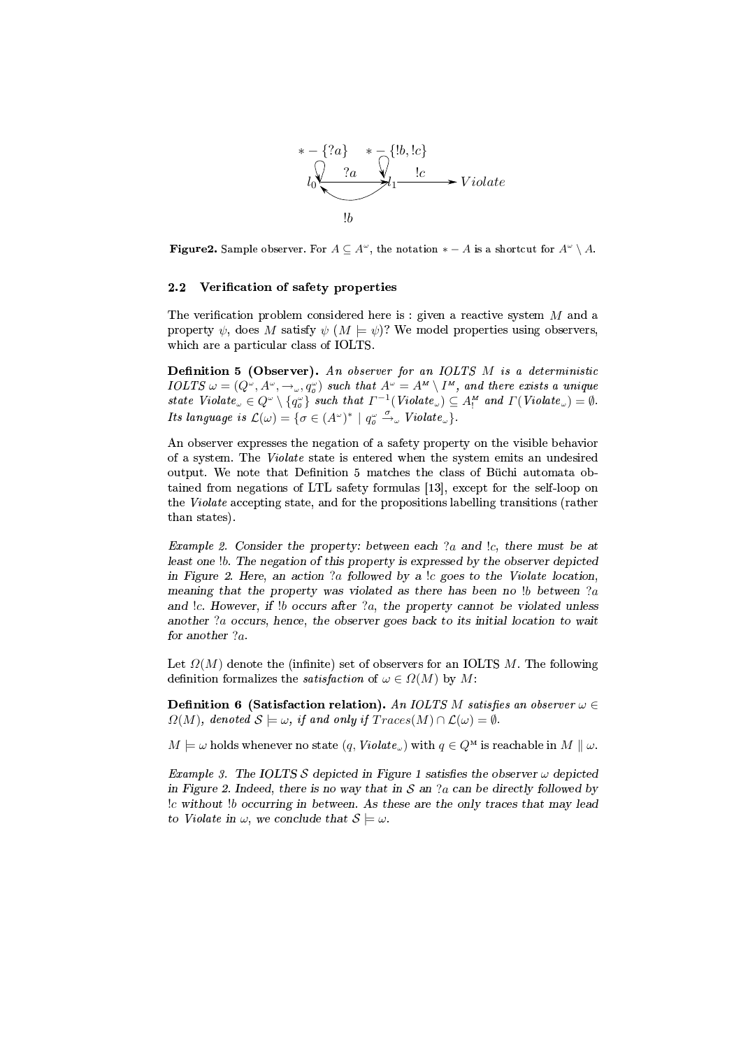$* - \{?a\}$ $* - \{!b, !c\}$

$?a$ $!c$

$l_0$ $l_1$ $Violate$

$!b$

**Figure2.** Sample observer. For $A \subseteq A^\omega$, the notation $* - A$ is a shortcut for $A^\omega \setminus A$.

### 2.2 Verification of safety properties

The verification problem considered here is : given a reactive system $M$ and a property $\psi$, does $M$ satisfy $\psi$ ($M \models \psi$)? We model properties using observers, which are a particular class of IOLTS.

**Definition 5 (Observer).** *An observer for an IOLTS $M$ is a deterministic IOLTS $\omega = (Q^\omega, A^\omega, \rightarrow_\omega, q_0^\omega)$ such that $A^\omega = A^M \setminus I^M$, and there exists a unique state $Violate_\omega \in Q^\omega \setminus \{q_0^\omega\}$ such that $\Gamma^{-1}(Violate_\omega) \subseteq A_!^M$ and $\Gamma(Violate_\omega) = \emptyset$. Its language is $\mathcal{L}(\omega) = \{\sigma \in (A^\omega)^* \mid q_0^\omega \xrightarrow{\sigma}_\omega Violate_\omega\}$.*

An observer expresses the negation of a safety property on the visible behavior of a system. The *Violate* state is entered when the system emits an undesired output. We note that Definition 5 matches the class of Büchi automata obtained from negations of LTL safety formulas [13], except for the self-loop on the *Violate* accepting state, and for the propositions labelling transitions (rather than states).

*Example 2. Consider the property: between each $?a$ and $!c$, there must be at least one $!b$. The negation of this property is expressed by the observer depicted in Figure 2. Here, an action $?a$ followed by a $!c$ goes to the Violate location, meaning that the property was violated as there has been no $!b$ between $?a$ and $!c$. However, if $!b$ occurs after $?a$, the property cannot be violated unless another $?a$ occurs, hence, the observer goes back to its initial location to wait for another $?a$.*

Let $\Omega(M)$ denote the (infinite) set of observers for an IOLTS $M$. The following definition formalizes the *satisfaction* of $\omega \in \Omega(M)$ by $M$:

**Definition 6 (Satisfaction relation).** *An IOLTS $M$ satisfies an observer $\omega \in \Omega(M)$, denoted $\mathcal{S} \models \omega$, if and only if $Traces(M) \cap \mathcal{L}(\omega) = \emptyset$.*

$M \models \omega$ holds whenever no state $(q, Violate_\omega)$ with $q \in Q^M$ is reachable in $M \parallel \omega$.

*Example 3. The IOLTS $\mathcal{S}$ depicted in Figure 1 satisfies the observer $\omega$ depicted in Figure 2. Indeed, there is no way that in $\mathcal{S}$ an $?a$ can be directly followed by $!c$ without $!b$ occurring in between. As these are the only traces that may lead to Violate in $\omega$, we conclude that $\mathcal{S} \models \omega$.*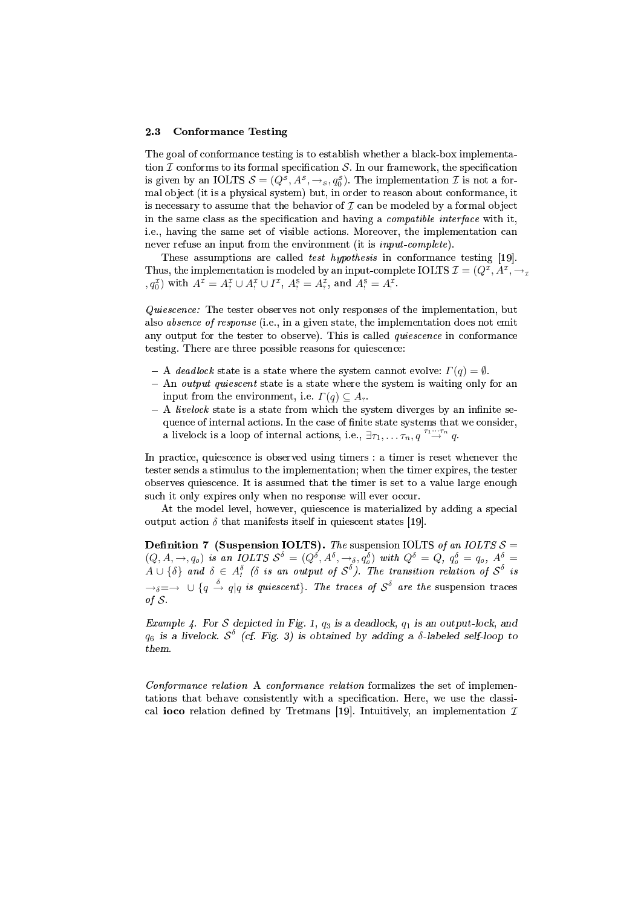### 2.3 Conformance Testing

The goal of conformance testing is to establish whether a black-box implementation $\mathcal{I}$ conforms to its formal specification $\mathcal{S}$. In our framework, the specification is given by an IOLTS $\mathcal{S} = (Q^{\mathcal{S}}, A^{\mathcal{S}}, \rightarrow_{\mathcal{S}}, q_0^{\mathcal{S}})$. The implementation $\mathcal{I}$ is not a formal object (it is a physical system) but, in order to reason about conformance, it is necessary to assume that the behavior of $\mathcal{I}$ can be modeled by a formal object in the same class as the specification and having a *compatible interface* with it, i.e., having the same set of visible actions. Moreover, the implementation can never refuse an input from the environment (it is *input-complete*).

These assumptions are called *test hypothesis* in conformance testing [19]. Thus, the implementation is modeled by an input-complete IOLTS $\mathcal{I} = (Q^{\mathcal{I}}, A^{\mathcal{I}}, \rightarrow_{\mathcal{I}}, q_0^{\mathcal{I}})$ with $A^{\mathcal{I}} = A_?^{\mathcal{I}} \cup A_!^{\mathcal{I}} \cup I^{\mathcal{I}}$, $A_?^{\mathrm{S}} = A_?^{\mathcal{I}}$, and $A_!^{\mathrm{S}} = A_!^{\mathcal{I}}$.

*Quiescence:* The tester observes not only responses of the implementation, but also *absence of response* (i.e., in a given state, the implementation does not emit any output for the tester to observe). This is called *quiescence* in conformance testing. There are three possible reasons for quiescence:

- A *deadlock* state is a state where the system cannot evolve: $\Gamma(q) = \emptyset$.
- An *output quiescent* state is a state where the system is waiting only for an input from the environment, i.e. $\Gamma(q) \subseteq A_?$.
- A *livelock* state is a state from which the system diverges by an infinite sequence of internal actions. In the case of finite state systems that we consider, a livelock is a loop of internal actions, i.e., $\exists \tau_1, \ldots \tau_n, q \overset{\tau_1 \cdots \tau_n}{\rightarrow} q$.

In practice, quiescence is observed using timers : a timer is reset whenever the tester sends a stimulus to the implementation; when the timer expires, the tester observes quiescence. It is assumed that the timer is set to a value large enough such it only expires only when no response will ever occur.

At the model level, however, quiescence is materialized by adding a special output action $\delta$ that manifests itself in quiescent states [19].

**Definition 7 (Suspension IOLTS).** *The* suspension IOLTS *of an IOLTS* $\mathcal{S} = (Q, A, \rightarrow, q_o)$ *is an IOLTS* $\mathcal{S}^{\delta} = (Q^{\delta}, A^{\delta}, \rightarrow_{\delta}, q_o^{\delta})$ *with* $Q^{\delta} = Q$, $q_o^{\delta} = q_o$, $A^{\delta} = A \cup \{\delta\}$ *and* $\delta \in A_!^{\delta}$ *($\delta$ is an output of $\mathcal{S}^{\delta}$). The transition relation of $\mathcal{S}^{\delta}$ is* $\rightarrow_{\delta} = \rightarrow \cup \{q \overset{\delta}{\rightarrow} q | q \text{ is quiescent}\}$. *The traces of $\mathcal{S}^{\delta}$ are the* suspension traces *of $\mathcal{S}$.*

*Example 4. For $\mathcal{S}$ depicted in Fig. 1, $q_3$ is a deadlock, $q_1$ is an output-lock, and $q_6$ is a livelock. $\mathcal{S}^{\delta}$ (cf. Fig. 3) is obtained by adding a $\delta$-labeled self-loop to them.*

*Conformance relation* A *conformance relation* formalizes the set of implementations that behave consistently with a specification. Here, we use the classical **ioco** relation defined by Tretmans [19]. Intuitively, an implementation $\mathcal{I}$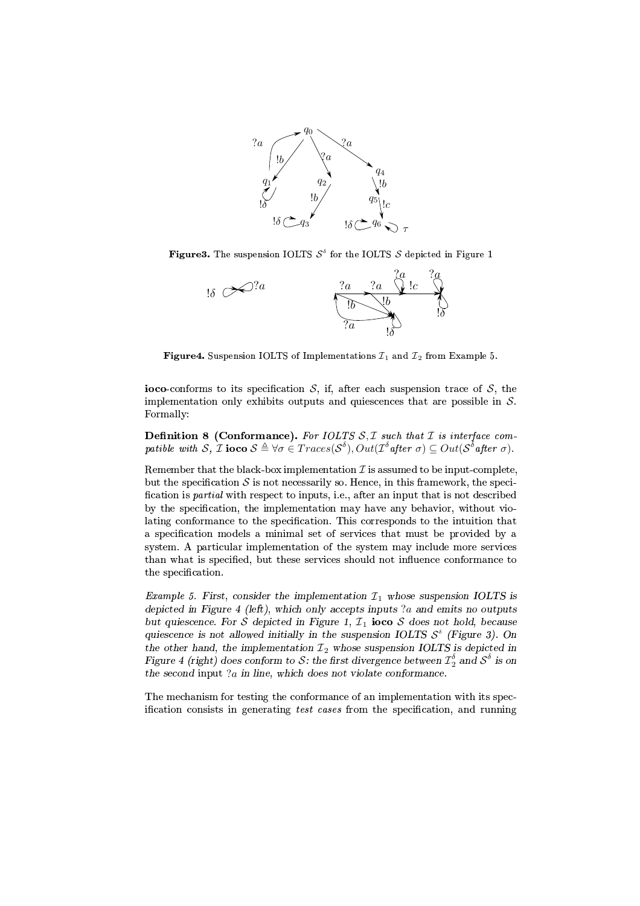**Figure3.** The suspension IOLTS $\mathcal{S}^\delta$ for the IOLTS $\mathcal{S}$ depicted in Figure 1

**Figure4.** Suspension IOLTS of Implementations $\mathcal{I}_1$ and $\mathcal{I}_2$ from Example 5.

**ioco**-conforms to its specification $\mathcal{S}$, if, after each suspension trace of $\mathcal{S}$, the implementation only exhibits outputs and quiescences that are possible in $\mathcal{S}$. Formally:

**Definition 8 (Conformance).** *For IOLTS $\mathcal{S}, \mathcal{I}$ such that $\mathcal{I}$ is interface compatible with $\mathcal{S}$, $\mathcal{I}$ **ioco** $\mathcal{S} \triangleq \forall \sigma \in Traces(\mathcal{S}^\delta), Out(\mathcal{I}^\delta \textit{after } \sigma) \subseteq Out(\mathcal{S}^\delta \textit{after } \sigma)$.*

Remember that the black-box implementation $\mathcal{I}$ is assumed to be input-complete, but the specification $\mathcal{S}$ is not necessarily so. Hence, in this framework, the specification is *partial* with respect to inputs, i.e., after an input that is not described by the specification, the implementation may have any behavior, without violating conformance to the specification. This corresponds to the intuition that a specification models a minimal set of services that must be provided by a system. A particular implementation of the system may include more services than what is specified, but these services should not influence conformance to the specification.

*Example 5. First, consider the implementation $\mathcal{I}_1$ whose suspension IOLTS is depicted in Figure 4 (left), which only accepts inputs $?a$ and emits no outputs but quiescence. For $\mathcal{S}$ depicted in Figure 1, $\mathcal{I}_1$* **ioco** *$\mathcal{S}$ does not hold, because quiescence is not allowed initially in the suspension IOLTS $\mathcal{S}^\delta$ (Figure 3). On the other hand, the implementation $\mathcal{I}_2$ whose suspension IOLTS is depicted in Figure 4 (right) does conform to $\mathcal{S}$: the first divergence between $\mathcal{I}_2^\delta$ and $\mathcal{S}^\delta$ is on the second* input *$?a$ in line, which does not violate conformance.*

The mechanism for testing the conformance of an implementation with its specification consists in generating *test cases* from the specification, and running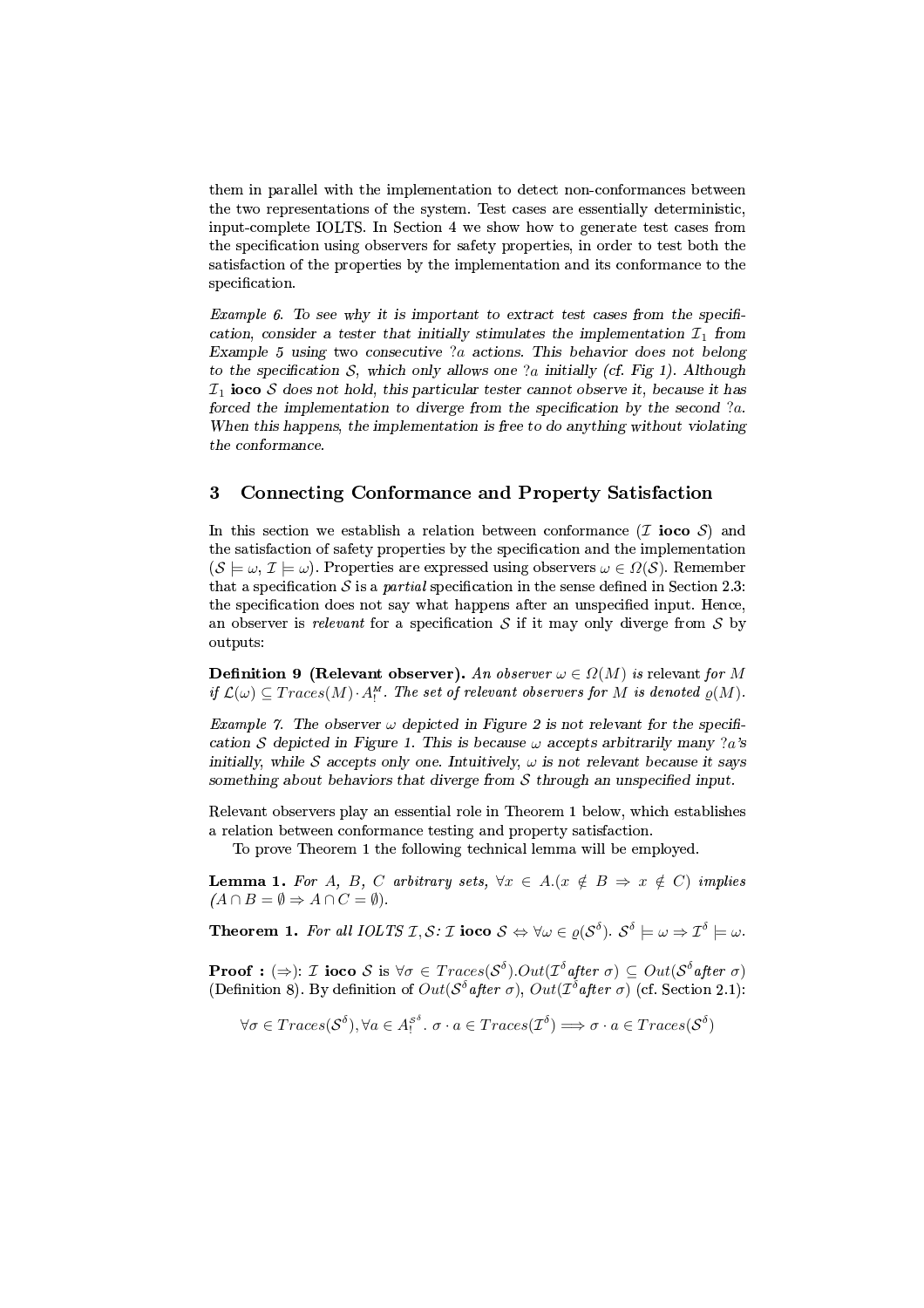them in parallel with the implementation to detect non-conformances between the two representations of the system. Test cases are essentially deterministic, input-complete IOLTS. In Section 4 we show how to generate test cases from the specification using observers for safety properties, in order to test both the satisfaction of the properties by the implementation and its conformance to the specification.

*Example 6. To see why it is important to extract test cases from the specification, consider a tester that initially stimulates the implementation $\mathcal{I}_1$ from Example 5 using two consecutive $?a$ actions. This behavior does not belong to the specification $\mathcal{S}$, which only allows one $?a$ initially (cf. Fig 1). Although $\mathcal{I}_1$ **ioco** $\mathcal{S}$ does not hold, this particular tester cannot observe it, because it has forced the implementation to diverge from the specification by the second $?a$. When this happens, the implementation is free to do anything without violating the conformance.*

## 3 Connecting Conformance and Property Satisfaction

In this section we establish a relation between conformance ($\mathcal{I}$ **ioco** $\mathcal{S}$) and the satisfaction of safety properties by the specification and the implementation ($\mathcal{S} \models \omega$, $\mathcal{I} \models \omega$). Properties are expressed using observers $\omega \in \Omega(\mathcal{S})$. Remember that a specification $\mathcal{S}$ is a *partial* specification in the sense defined in Section 2.3: the specification does not say what happens after an unspecified input. Hence, an observer is *relevant* for a specification $\mathcal{S}$ if it may only diverge from $\mathcal{S}$ by outputs:

**Definition 9 (Relevant observer).** *An observer $\omega \in \Omega(M)$ is* relevant *for $M$ if $\mathcal{L}(\omega) \subseteq Traces(M) \cdot A_!^M$. The set of relevant observers for $M$ is denoted $\varrho(M)$.*

*Example 7. The observer $\omega$ depicted in Figure 2 is not relevant for the specification $\mathcal{S}$ depicted in Figure 1. This is because $\omega$ accepts arbitrarily many $?a$'s initially, while $\mathcal{S}$ accepts only one. Intuitively, $\omega$ is not relevant because it says something about behaviors that diverge from $\mathcal{S}$ through an unspecified input.*

Relevant observers play an essential role in Theorem 1 below, which establishes a relation between conformance testing and property satisfaction.

To prove Theorem 1 the following technical lemma will be employed.

**Lemma 1.** *For $A$, $B$, $C$ arbitrary sets, $\forall x \in A.(x \notin B \Rightarrow x \notin C)$ implies $(A \cap B = \emptyset \Rightarrow A \cap C = \emptyset)$.*

**Theorem 1.** *For all IOLTS $\mathcal{I}, \mathcal{S}$: $\mathcal{I}$ **ioco** $\mathcal{S} \Leftrightarrow \forall \omega \in \varrho(\mathcal{S}^\delta)$. $\mathcal{S}^\delta \models \omega \Rightarrow \mathcal{I}^\delta \models \omega$.*

**Proof :** ($\Rightarrow$): $\mathcal{I}$ **ioco** $\mathcal{S}$ is $\forall \sigma \in Traces(\mathcal{S}^\delta).Out(\mathcal{I}^\delta \textit{after } \sigma) \subseteq Out(\mathcal{S}^\delta \textit{after } \sigma)$ (Definition 8). By definition of $Out(\mathcal{S}^\delta \textit{after } \sigma)$, $Out(\mathcal{I}^\delta \textit{after } \sigma)$ (cf. Section 2.1):

$$\forall \sigma \in Traces(\mathcal{S}^\delta), \forall a \in A_!^{\mathcal{S}^\delta}.\ \sigma \cdot a \in Traces(\mathcal{I}^\delta) \Longrightarrow \sigma \cdot a \in Traces(\mathcal{S}^\delta)$$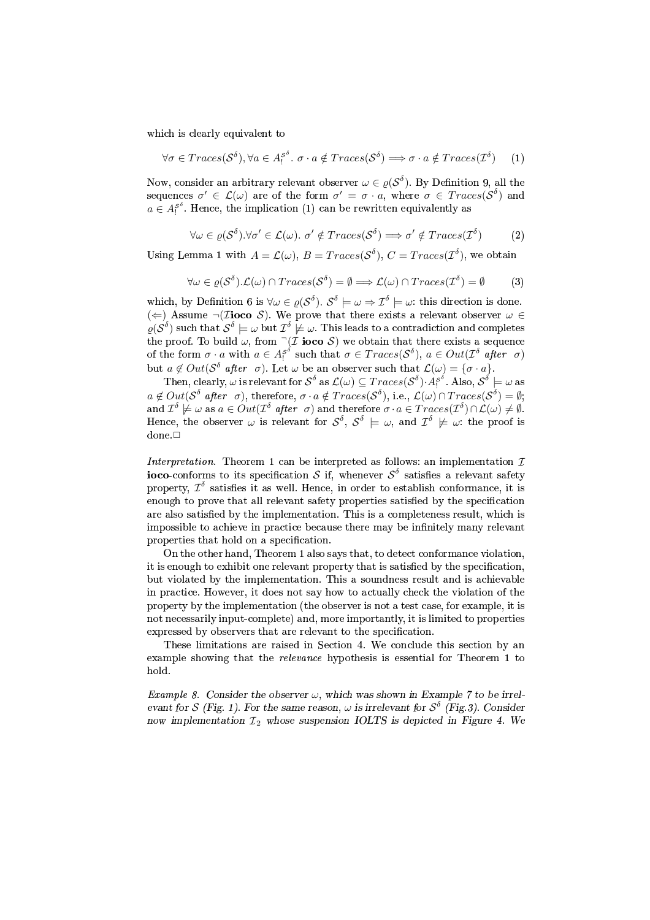which is clearly equivalent to

$$\forall \sigma \in Traces(\mathcal{S}^\delta), \forall a \in A_!^{\mathcal{S}^\delta}.\ \sigma \cdot a \notin Traces(\mathcal{S}^\delta) \Longrightarrow \sigma \cdot a \notin Traces(\mathcal{I}^\delta) \qquad (1)$$

Now, consider an arbitrary relevant observer $\omega \in \varrho(\mathcal{S}^\delta)$. By Definition 9, all the sequences $\sigma' \in \mathcal{L}(\omega)$ are of the form $\sigma' = \sigma \cdot a$, where $\sigma \in Traces(\mathcal{S}^\delta)$ and $a \in A_!^{\mathcal{S}^\delta}$. Hence, the implication (1) can be rewritten equivalently as

$$\forall \omega \in \varrho(\mathcal{S}^\delta).\forall \sigma' \in \mathcal{L}(\omega).\ \sigma' \notin Traces(\mathcal{S}^\delta) \Longrightarrow \sigma' \notin Traces(\mathcal{I}^\delta) \qquad (2)$$

Using Lemma 1 with $A = \mathcal{L}(\omega)$, $B = Traces(\mathcal{S}^\delta)$, $C = Traces(\mathcal{I}^\delta)$, we obtain

$$\forall \omega \in \varrho(\mathcal{S}^\delta).\mathcal{L}(\omega) \cap Traces(\mathcal{S}^\delta) = \emptyset \Longrightarrow \mathcal{L}(\omega) \cap Traces(\mathcal{I}^\delta) = \emptyset \qquad (3)$$

which, by Definition 6 is $\forall \omega \in \varrho(\mathcal{S}^\delta).\ \mathcal{S}^\delta \models \omega \Rightarrow \mathcal{I}^\delta \models \omega$: this direction is done.
($\Leftarrow$) Assume $\neg(\mathcal{I}\,\mathbf{ioco}\ \mathcal{S})$. We prove that there exists a relevant observer $\omega \in \varrho(\mathcal{S}^\delta)$ such that $\mathcal{S}^\delta \models \omega$ but $\mathcal{I}^\delta \not\models \omega$. This leads to a contradiction and completes the proof. To build $\omega$, from $\neg(\mathcal{I}\ \mathbf{ioco}\ \mathcal{S})$ we obtain that there exists a sequence of the form $\sigma \cdot a$ with $a \in A_!^{\mathcal{S}^\delta}$ such that $\sigma \in Traces(\mathcal{S}^\delta)$, $a \in Out(\mathcal{I}^\delta\ \mathit{after}\ \ \sigma)$ but $a \notin Out(\mathcal{S}^\delta\ \mathit{after}\ \ \sigma)$. Let $\omega$ be an observer such that $\mathcal{L}(\omega) = \{\sigma \cdot a\}$.

Then, clearly, $\omega$ is relevant for $\mathcal{S}^\delta$ as $\mathcal{L}(\omega) \subseteq Traces(\mathcal{S}^\delta) \cdot A_!^{\mathcal{S}^\delta}$. Also, $\mathcal{S}^\delta \models \omega$ as $a \notin Out(\mathcal{S}^\delta\ \mathit{after}\ \ \sigma)$, therefore, $\sigma \cdot a \notin Traces(\mathcal{S}^\delta)$, i.e., $\mathcal{L}(\omega) \cap Traces(\mathcal{S}^\delta) = \emptyset$; and $\mathcal{I}^\delta \not\models \omega$ as $a \in Out(\mathcal{I}^\delta\ \mathit{after}\ \ \sigma)$ and therefore $\sigma \cdot a \in Traces(\mathcal{I}^\delta) \cap \mathcal{L}(\omega) \neq \emptyset$. Hence, the observer $\omega$ is relevant for $\mathcal{S}^\delta$, $\mathcal{S}^\delta \models \omega$, and $\mathcal{I}^\delta \not\models \omega$: the proof is done.□

*Interpretation.* Theorem 1 can be interpreted as follows: an implementation $\mathcal{I}$ **ioco**-conforms to its specification $\mathcal{S}$ if, whenever $\mathcal{S}^\delta$ satisfies a relevant safety property, $\mathcal{I}^\delta$ satisfies it as well. Hence, in order to establish conformance, it is enough to prove that all relevant safety properties satisfied by the specification are also satisfied by the implementation. This is a completeness result, which is impossible to achieve in practice because there may be infinitely many relevant properties that hold on a specification.

On the other hand, Theorem 1 also says that, to detect conformance violation, it is enough to exhibit one relevant property that is satisfied by the specification, but violated by the implementation. This a soundness result and is achievable in practice. However, it does not say how to actually check the violation of the property by the implementation (the observer is not a test case, for example, it is not necessarily input-complete) and, more importantly, it is limited to properties expressed by observers that are relevant to the specification.

These limitations are raised in Section 4. We conclude this section by an example showing that the *relevance* hypothesis is essential for Theorem 1 to hold.

*Example 8. Consider the observer $\omega$, which was shown in Example 7 to be irrelevant for $\mathcal{S}$ (Fig. 1). For the same reason, $\omega$ is irrelevant for $\mathcal{S}^\delta$ (Fig.3). Consider now implementation $\mathcal{I}_2$ whose suspension IOLTS is depicted in Figure 4. We*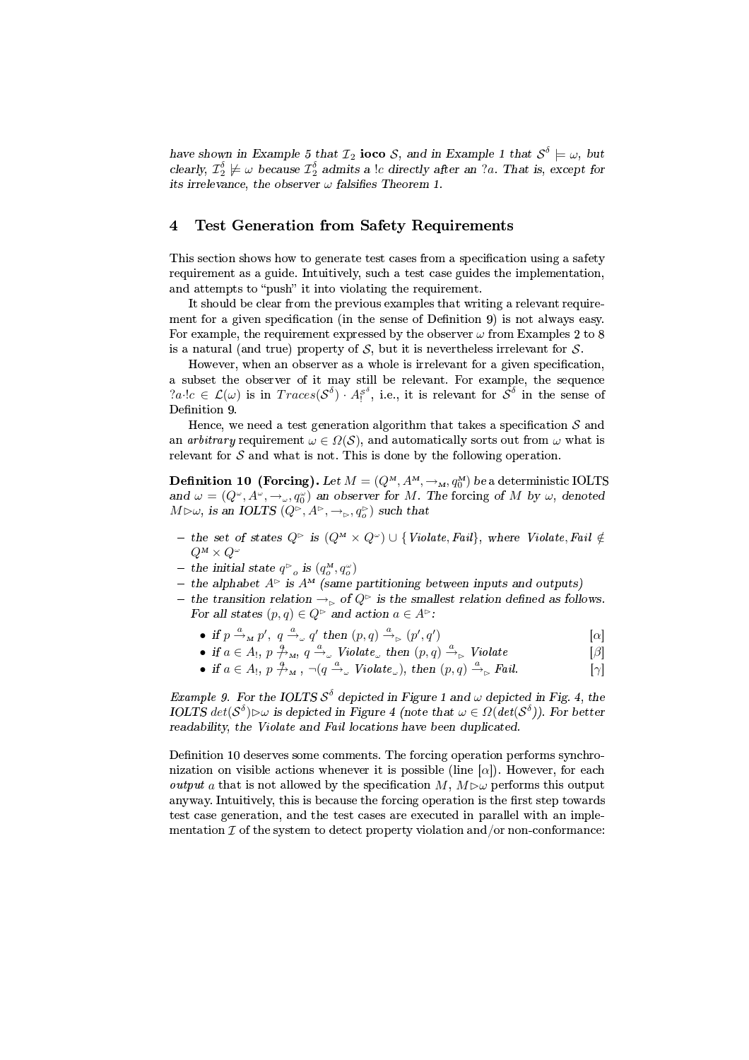*have shown in Example 5 that $\mathcal{I}_2$ **ioco** $\mathcal{S}$, and in Example 1 that $\mathcal{S}^\delta \models \omega$, but clearly, $\mathcal{I}_2^\delta \not\models \omega$ because $\mathcal{I}_2^\delta$ admits a $!c$ directly after an $?a$. That is, except for its irrelevance, the observer $\omega$ falsifies Theorem 1.*

## 4 Test Generation from Safety Requirements

This section shows how to generate test cases from a specification using a safety requirement as a guide. Intuitively, such a test case guides the implementation, and attempts to "push" it into violating the requirement.

It should be clear from the previous examples that writing a relevant requirement for a given specification (in the sense of Definition 9) is not always easy. For example, the requirement expressed by the observer $\omega$ from Examples 2 to 8 is a natural (and true) property of $\mathcal{S}$, but it is nevertheless irrelevant for $\mathcal{S}$.

However, when an observer as a whole is irrelevant for a given specification, a subset the observer of it may still be relevant. For example, the sequence $?a{\cdot}!c \in \mathcal{L}(\omega)$ is in $Traces(\mathcal{S}^\delta) \cdot A_!^{\mathcal{S}^\delta}$, i.e., it is relevant for $\mathcal{S}^\delta$ in the sense of Definition 9.

Hence, we need a test generation algorithm that takes a specification $\mathcal{S}$ and an *arbitrary* requirement $\omega \in \Omega(\mathcal{S})$, and automatically sorts out from $\omega$ what is relevant for $\mathcal{S}$ and what is not. This is done by the following operation.

**Definition 10 (Forcing).** *Let $M = (Q^M, A^M, \rightarrow_M, q_0^M)$ be a deterministic IOLTS and $\omega = (Q^\omega, A^\omega, \rightarrow_\omega, q_0^\omega)$ an observer for $M$. The forcing of $M$ by $\omega$, denoted $M \triangleright \omega$, is an IOLTS $(Q^\triangleright, A^\triangleright, \rightarrow_\triangleright, q_o^\triangleright)$ such that*

- *the set of states $Q^\triangleright$ is $(Q^M \times Q^\omega) \cup \{Violate, Fail\}$, where $Violate, Fail \notin Q^M \times Q^\omega$*
- *the initial state ${q^\triangleright}_o$ is $(q_o^M, q_o^\omega)$*
- *the alphabet $A^\triangleright$ is $A^M$ (same partitioning between inputs and outputs)*
- *the transition relation $\rightarrow_\triangleright$ of $Q^\triangleright$ is the smallest relation defined as follows. For all states $(p,q) \in Q^\triangleright$ and action $a \in A^\triangleright$:*
  - *if $p \xrightarrow{a}_M p'$, $q \xrightarrow{a}_\omega q'$ then $(p,q) \xrightarrow{a}_\triangleright (p',q')$* $[\alpha]$
  - *if $a \in A_!$, $p \stackrel{a}{\not\rightarrow}_M$, $q \xrightarrow{a}_\omega Violate_\omega$ then $(p,q) \xrightarrow{a}_\triangleright Violate$* $[\beta]$
  - *if $a \in A_!$, $p \stackrel{a}{\not\rightarrow}_M$, $\neg(q \xrightarrow{a}_\omega Violate_\omega)$, then $(p,q) \xrightarrow{a}_\triangleright Fail$.* $[\gamma]$

*Example 9. For the IOLTS $\mathcal{S}^\delta$ depicted in Figure 1 and $\omega$ depicted in Fig. 4, the IOLTS $det(\mathcal{S}^\delta) \triangleright \omega$ is depicted in Figure 4 (note that $\omega \in \Omega(det(\mathcal{S}^\delta))$. For better readability, the Violate and Fail locations have been duplicated.*

Definition 10 deserves some comments. The forcing operation performs synchronization on visible actions whenever it is possible (line $[\alpha]$). However, for each *output* $a$ that is not allowed by the specification $M$, $M \triangleright \omega$ performs this output anyway. Intuitively, this is because the forcing operation is the first step towards test case generation, and the test cases are executed in parallel with an implementation $\mathcal{I}$ of the system to detect property violation and/or non-conformance: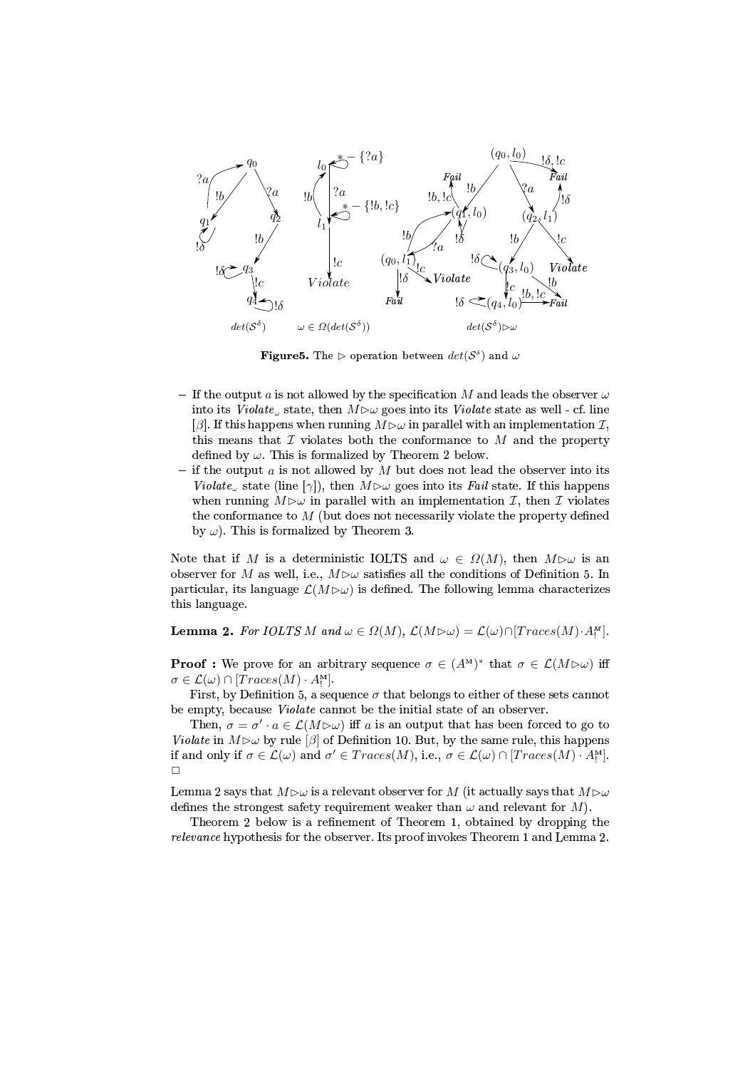Figure5. The $\triangleright$ operation between $det(\mathcal{S}^\delta)$ and $\omega$

– If the output $a$ is not allowed by the specification $M$ and leads the observer $\omega$ into its $Violate_\omega$ state, then $M \triangleright \omega$ goes into its *Violate* state as well - cf. line $[\beta]$. If this happens when running $M \triangleright \omega$ in parallel with an implementation $\mathcal{I}$, this means that $\mathcal{I}$ violates both the conformance to $M$ and the property defined by $\omega$. This is formalized by Theorem 2 below.
– if the output $a$ is not allowed by $M$ but does not lead the observer into its $Violate_\omega$ state (line $[\gamma]$), then $M \triangleright \omega$ goes into its *Fail* state. If this happens when running $M \triangleright \omega$ in parallel with an implementation $\mathcal{I}$, then $\mathcal{I}$ violates the conformance to $M$ (but does not necessarily violate the property defined by $\omega$). This is formalized by Theorem 3.

Note that if $M$ is a deterministic IOLTS and $\omega \in \Omega(M)$, then $M \triangleright \omega$ is an observer for $M$ as well, i.e., $M \triangleright \omega$ satisfies all the conditions of Definition 5. In particular, its language $\mathcal{L}(M \triangleright \omega)$ is defined. The following lemma characterizes this language.

**Lemma 2.** *For IOLTS $M$ and $\omega \in \Omega(M)$, $\mathcal{L}(M \triangleright \omega) = \mathcal{L}(\omega) \cap [Traces(M) \cdot A_!^{\mathrm{M}}]$.*

**Proof :** We prove for an arbitrary sequence $\sigma \in (A^{\mathrm{M}})^*$ that $\sigma \in \mathcal{L}(M \triangleright \omega)$ iff $\sigma \in \mathcal{L}(\omega) \cap [Traces(M) \cdot A_!^{\mathrm{M}}]$.

First, by Definition 5, a sequence $\sigma$ that belongs to either of these sets cannot be empty, because *Violate* cannot be the initial state of an observer.

Then, $\sigma = \sigma' \cdot a \in \mathcal{L}(M \triangleright \omega)$ iff $a$ is an output that has been forced to go to *Violate* in $M \triangleright \omega$ by rule $[\beta]$ of Definition 10. But, by the same rule, this happens if and only if $\sigma \in \mathcal{L}(\omega)$ and $\sigma' \in Traces(M)$, i.e., $\sigma \in \mathcal{L}(\omega) \cap [Traces(M) \cdot A_!^{\mathrm{M}}]$. □

Lemma 2 says that $M \triangleright \omega$ is a relevant observer for $M$ (it actually says that $M \triangleright \omega$ defines the strongest safety requirement weaker than $\omega$ and relevant for $M$).

Theorem 2 below is a refinement of Theorem 1, obtained by dropping the *relevance* hypothesis for the observer. Its proof invokes Theorem 1 and Lemma 2.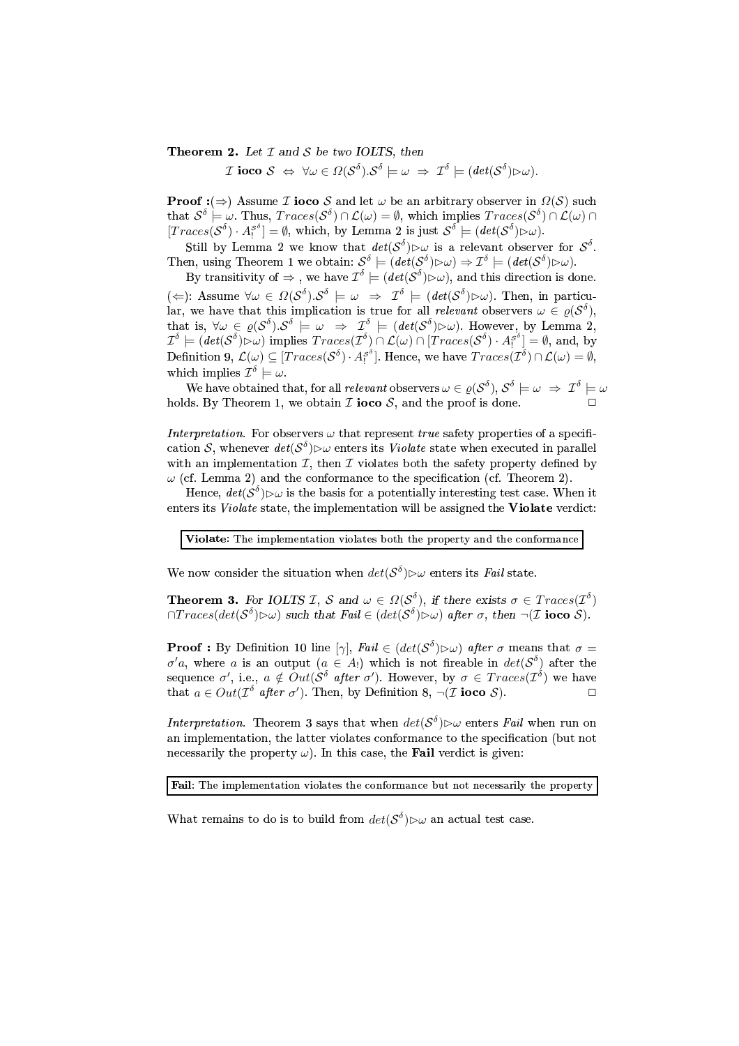**Theorem 2.** *Let $\mathcal{I}$ and $\mathcal{S}$ be two IOLTS, then*

$$\mathcal{I} \textbf{ ioco } \mathcal{S} \;\Leftrightarrow\; \forall \omega \in \Omega(\mathcal{S}^\delta).\mathcal{S}^\delta \models \omega \;\Rightarrow\; \mathcal{I}^\delta \models (det(\mathcal{S}^\delta) \triangleright \omega).$$

**Proof :**($\Rightarrow$) Assume $\mathcal{I}$ **ioco** $\mathcal{S}$ and let $\omega$ be an arbitrary observer in $\Omega(\mathcal{S})$ such that $\mathcal{S}^\delta \models \omega$. Thus, $Traces(\mathcal{S}^\delta) \cap \mathcal{L}(\omega) = \emptyset$, which implies $Traces(\mathcal{S}^\delta) \cap \mathcal{L}(\omega) \cap [Traces(\mathcal{S}^\delta) \cdot A_!^{s^\delta}] = \emptyset$, which, by Lemma 2 is just $\mathcal{S}^\delta \models (det(\mathcal{S}^\delta) \triangleright \omega)$.

Still by Lemma 2 we know that $det(\mathcal{S}^\delta) \triangleright \omega$ is a relevant observer for $\mathcal{S}^\delta$. Then, using Theorem 1 we obtain: $\mathcal{S}^\delta \models (det(\mathcal{S}^\delta) \triangleright \omega) \Rightarrow \mathcal{I}^\delta \models (det(\mathcal{S}^\delta) \triangleright \omega)$.

By transitivity of $\Rightarrow$ , we have $\mathcal{I}^\delta \models (det(\mathcal{S}^\delta) \triangleright \omega)$, and this direction is done.

($\Leftarrow$): Assume $\forall \omega \in \Omega(\mathcal{S}^\delta).\mathcal{S}^\delta \models \omega \;\Rightarrow\; \mathcal{I}^\delta \models (det(\mathcal{S}^\delta) \triangleright \omega)$. Then, in particular, we have that this implication is true for all *relevant* observers $\omega \in \varrho(\mathcal{S}^\delta)$, that is, $\forall \omega \in \varrho(\mathcal{S}^\delta).\mathcal{S}^\delta \models \omega \;\Rightarrow\; \mathcal{I}^\delta \models (det(\mathcal{S}^\delta) \triangleright \omega)$. However, by Lemma 2, $\mathcal{I}^\delta \models (det(\mathcal{S}^\delta) \triangleright \omega)$ implies $Traces(\mathcal{I}^\delta) \cap \mathcal{L}(\omega) \cap [Traces(\mathcal{S}^\delta) \cdot A_!^{s^\delta}] = \emptyset$, and, by Definition 9, $\mathcal{L}(\omega) \subseteq [Traces(\mathcal{S}^\delta) \cdot A_!^{s^\delta}]$. Hence, we have $Traces(\mathcal{I}^\delta) \cap \mathcal{L}(\omega) = \emptyset$, which implies $\mathcal{I}^\delta \models \omega$.

We have obtained that, for all *relevant* observers $\omega \in \varrho(\mathcal{S}^\delta)$, $\mathcal{S}^\delta \models \omega \;\Rightarrow\; \mathcal{I}^\delta \models \omega$ holds. By Theorem 1, we obtain $\mathcal{I}$ **ioco** $\mathcal{S}$, and the proof is done. □

*Interpretation.* For observers $\omega$ that represent *true* safety properties of a specification $\mathcal{S}$, whenever $det(\mathcal{S}^\delta) \triangleright \omega$ enters its *Violate* state when executed in parallel with an implementation $\mathcal{I}$, then $\mathcal{I}$ violates both the safety property defined by $\omega$ (cf. Lemma 2) and the conformance to the specification (cf. Theorem 2).

Hence, $det(\mathcal{S}^\delta) \triangleright \omega$ is the basis for a potentially interesting test case. When it enters its *Violate* state, the implementation will be assigned the **Violate** verdict:

| **Violate**: The implementation violates both the property and the conformance |
|---|

We now consider the situation when $det(\mathcal{S}^\delta) \triangleright \omega$ enters its *Fail* state.

**Theorem 3.** *For IOLTS $\mathcal{I}$, $\mathcal{S}$ and $\omega \in \Omega(\mathcal{S}^\delta)$, if there exists $\sigma \in Traces(\mathcal{I}^\delta) \cap Traces(det(\mathcal{S}^\delta) \triangleright \omega)$ such that $Fail \in (det(\mathcal{S}^\delta) \triangleright \omega)$ after $\sigma$, then $\neg(\mathcal{I}$ **ioco** $\mathcal{S})$.*

**Proof :** By Definition 10 line $[\gamma]$, $Fail \in (det(\mathcal{S}^\delta) \triangleright \omega)$ *after* $\sigma$ means that $\sigma = \sigma' a$, where $a$ is an output ($a \in A_!$) which is not fireable in $det(\mathcal{S}^\delta)$ after the sequence $\sigma'$, i.e., $a \notin Out(\mathcal{S}^\delta$ *after* $\sigma')$. However, by $\sigma \in Traces(\mathcal{I}^\delta)$ we have that $a \in Out(\mathcal{I}^\delta$ *after* $\sigma')$. Then, by Definition 8, $\neg(\mathcal{I}$ **ioco** $\mathcal{S})$. □

*Interpretation.* Theorem 3 says that when $det(\mathcal{S}^\delta) \triangleright \omega$ enters *Fail* when run on an implementation, the latter violates conformance to the specification (but not necessarily the property $\omega$). In this case, the **Fail** verdict is given:

| **Fail**: The implementation violates the conformance but not necessarily the property |
|---|

What remains to do is to build from $det(\mathcal{S}^\delta) \triangleright \omega$ an actual test case.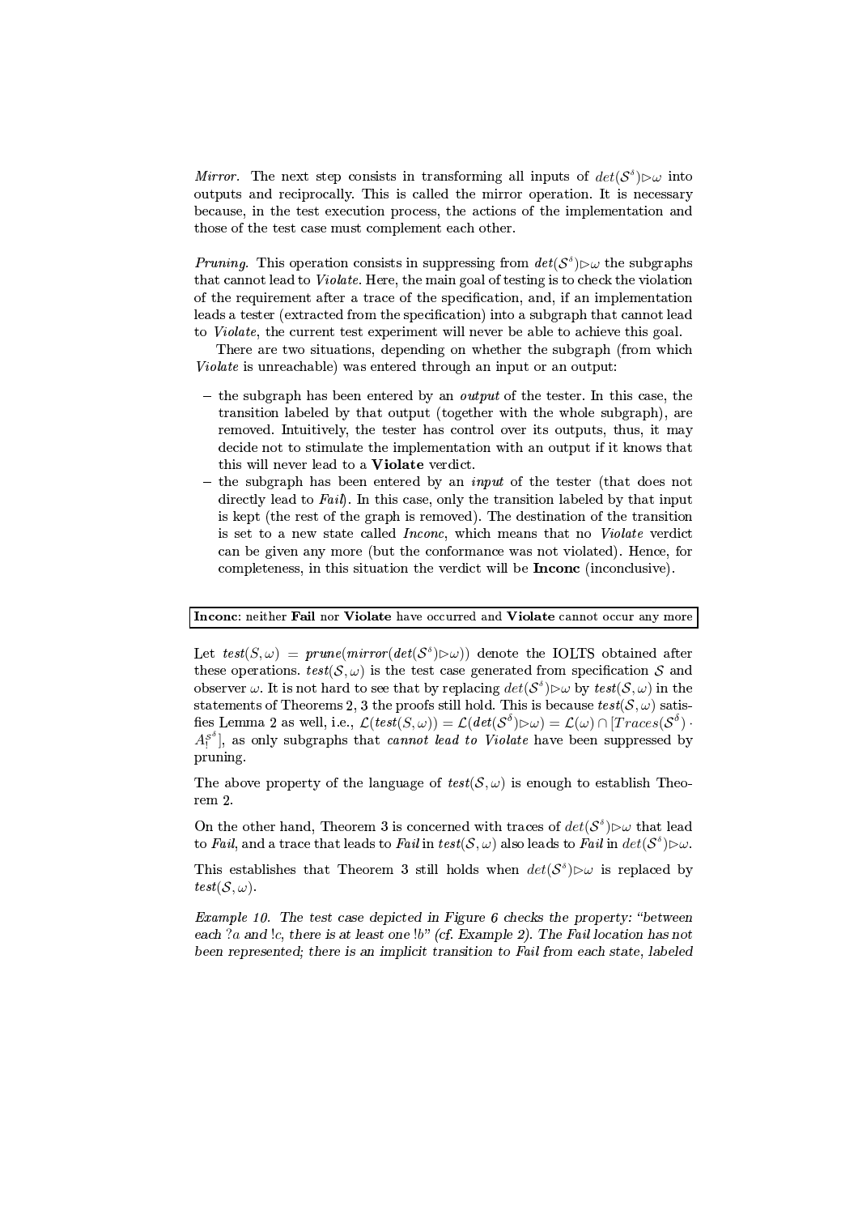*Mirror.* The next step consists in transforming all inputs of $det(\mathcal{S}^{\delta}) \triangleright \omega$ into outputs and reciprocally. This is called the mirror operation. It is necessary because, in the test execution process, the actions of the implementation and those of the test case must complement each other.

*Pruning.* This operation consists in suppressing from $det(\mathcal{S}^{\delta}) \triangleright \omega$ the subgraphs that cannot lead to *Violate*. Here, the main goal of testing is to check the violation of the requirement after a trace of the specification, and, if an implementation leads a tester (extracted from the specification) into a subgraph that cannot lead to *Violate*, the current test experiment will never be able to achieve this goal.

There are two situations, depending on whether the subgraph (from which *Violate* is unreachable) was entered through an input or an output:

- the subgraph has been entered by an *output* of the tester. In this case, the transition labeled by that output (together with the whole subgraph), are removed. Intuitively, the tester has control over its outputs, thus, it may decide not to stimulate the implementation with an output if it knows that this will never lead to a **Violate** verdict.
- the subgraph has been entered by an *input* of the tester (that does not directly lead to *Fail*). In this case, only the transition labeled by that input is kept (the rest of the graph is removed). The destination of the transition is set to a new state called *Inconc*, which means that no *Violate* verdict can be given any more (but the conformance was not violated). Hence, for completeness, in this situation the verdict will be **Inconc** (inconclusive).

**Inconc**: neither **Fail** nor **Violate** have occurred and **Violate** cannot occur any more

Let $test(S, \omega) = prune(mirror(det(\mathcal{S}^{\delta}) \triangleright \omega))$ denote the IOLTS obtained after these operations. $test(\mathcal{S}, \omega)$ is the test case generated from specification $\mathcal{S}$ and observer $\omega$. It is not hard to see that by replacing $det(\mathcal{S}^{\delta}) \triangleright \omega$ by $test(\mathcal{S}, \omega)$ in the statements of Theorems 2, 3 the proofs still hold. This is because $test(\mathcal{S}, \omega)$ satisfies Lemma 2 as well, i.e., $\mathcal{L}(test(\mathcal{S}, \omega)) = \mathcal{L}(det(\mathcal{S}^{\delta}) \triangleright \omega) = \mathcal{L}(\omega) \cap [Traces(\mathcal{S}^{\delta}) \cdot A_!^{\mathcal{S}^{\delta}}]$, as only subgraphs that *cannot lead to Violate* have been suppressed by pruning.

The above property of the language of $test(\mathcal{S}, \omega)$ is enough to establish Theorem 2.

On the other hand, Theorem 3 is concerned with traces of $det(\mathcal{S}^{\delta}) \triangleright \omega$ that lead to *Fail*, and a trace that leads to *Fail* in $test(\mathcal{S}, \omega)$ also leads to *Fail* in $det(\mathcal{S}^{\delta}) \triangleright \omega$.

This establishes that Theorem 3 still holds when $det(\mathcal{S}^{\delta}) \triangleright \omega$ is replaced by $test(\mathcal{S}, \omega)$.

*Example 10. The test case depicted in Figure 6 checks the property: "between each ?a and !c, there is at least one !b" (cf. Example 2). The Fail location has not been represented; there is an implicit transition to Fail from each state, labeled*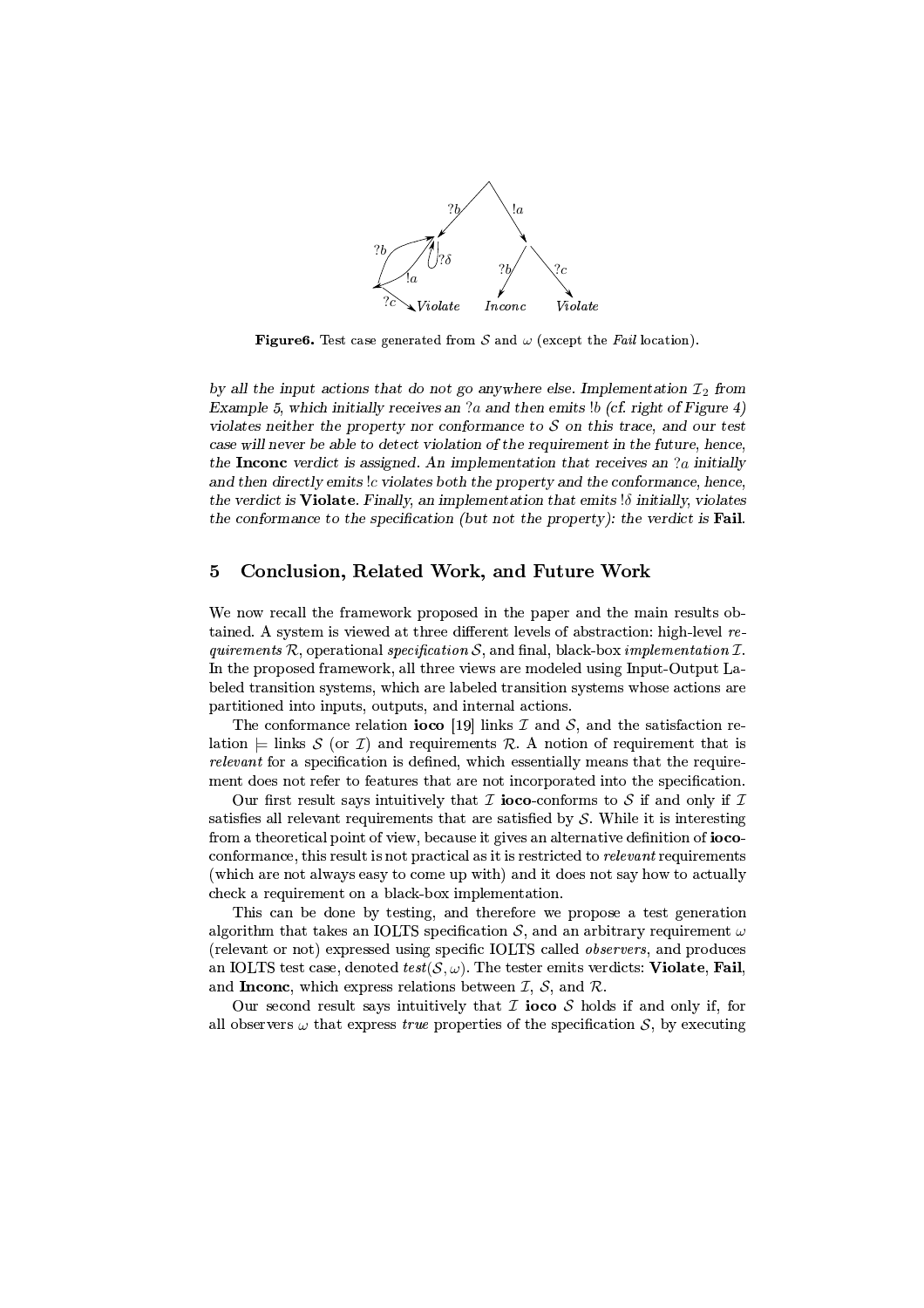?b

!a

?b

?δ

!a

?b

?c

?c

Violate

Inconc

Violate

**Figure6.** Test case generated from $\mathcal{S}$ and $\omega$ (except the *Fail* location).

*by all the input actions that do not go anywhere else. Implementation $\mathcal{I}_2$ from Example 5, which initially receives an ?a and then emits !b (cf. right of Figure 4) violates neither the property nor conformance to $\mathcal{S}$ on this trace, and our test case will never be able to detect violation of the requirement in the future, hence, the* **Inconc** *verdict is assigned. An implementation that receives an ?a initially and then directly emits !c violates both the property and the conformance, hence, the verdict is* **Violate***. Finally, an implementation that emits !δ initially, violates the conformance to the specification (but not the property): the verdict is* **Fail***.*

## 5 Conclusion, Related Work, and Future Work

We now recall the framework proposed in the paper and the main results obtained. A system is viewed at three different levels of abstraction: high-level *requirements* $\mathcal{R}$, operational *specification* $\mathcal{S}$, and final, black-box *implementation* $\mathcal{I}$. In the proposed framework, all three views are modeled using Input-Output Labeled transition systems, which are labeled transition systems whose actions are partitioned into inputs, outputs, and internal actions.

The conformance relation **ioco** [19] links $\mathcal{I}$ and $\mathcal{S}$, and the satisfaction relation $\models$ links $\mathcal{S}$ (or $\mathcal{I}$) and requirements $\mathcal{R}$. A notion of requirement that is *relevant* for a specification is defined, which essentially means that the requirement does not refer to features that are not incorporated into the specification.

Our first result says intuitively that $\mathcal{I}$ **ioco**-conforms to $\mathcal{S}$ if and only if $\mathcal{I}$ satisfies all relevant requirements that are satisfied by $\mathcal{S}$. While it is interesting from a theoretical point of view, because it gives an alternative definition of **ioco**-conformance, this result is not practical as it is restricted to *relevant* requirements (which are not always easy to come up with) and it does not say how to actually check a requirement on a black-box implementation.

This can be done by testing, and therefore we propose a test generation algorithm that takes an IOLTS specification $\mathcal{S}$, and an arbitrary requirement $\omega$ (relevant or not) expressed using specific IOLTS called *observers*, and produces an IOLTS test case, denoted $test(\mathcal{S}, \omega)$. The tester emits verdicts: **Violate**, **Fail**, and **Inconc**, which express relations between $\mathcal{I}$, $\mathcal{S}$, and $\mathcal{R}$.

Our second result says intuitively that $\mathcal{I}$ **ioco** $\mathcal{S}$ holds if and only if, for all observers $\omega$ that express *true* properties of the specification $\mathcal{S}$, by executing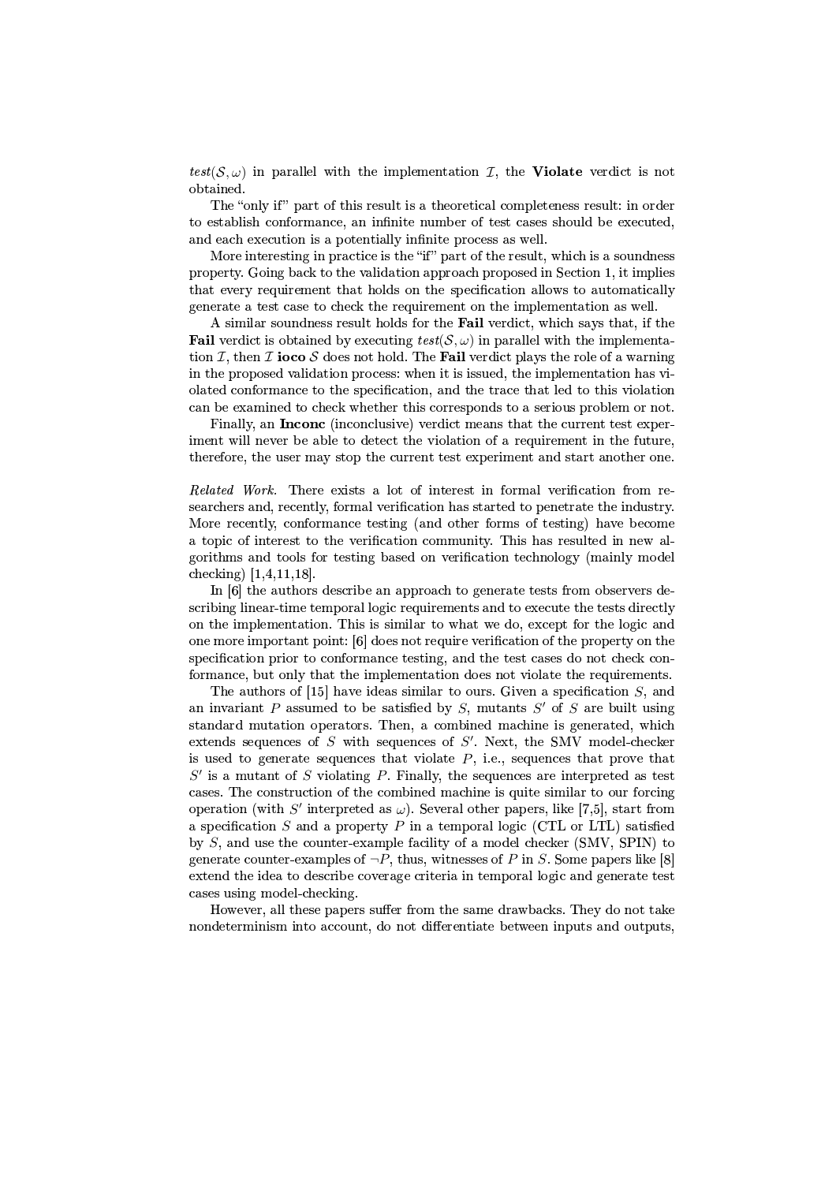$test(\mathcal{S}, \omega)$ in parallel with the implementation $\mathcal{I}$, the **Violate** verdict is not obtained.

The "only if" part of this result is a theoretical completeness result: in order to establish conformance, an infinite number of test cases should be executed, and each execution is a potentially infinite process as well.

More interesting in practice is the "if" part of the result, which is a soundness property. Going back to the validation approach proposed in Section 1, it implies that every requirement that holds on the specification allows to automatically generate a test case to check the requirement on the implementation as well.

A similar soundness result holds for the **Fail** verdict, which says that, if the **Fail** verdict is obtained by executing $test(\mathcal{S}, \omega)$ in parallel with the implementation $\mathcal{I}$, then $\mathcal{I}$ **ioco** $\mathcal{S}$ does not hold. The **Fail** verdict plays the role of a warning in the proposed validation process: when it is issued, the implementation has violated conformance to the specification, and the trace that led to this violation can be examined to check whether this corresponds to a serious problem or not.

Finally, an **Inconc** (inconclusive) verdict means that the current test experiment will never be able to detect the violation of a requirement in the future, therefore, the user may stop the current test experiment and start another one.

*Related Work.* There exists a lot of interest in formal verification from researchers and, recently, formal verification has started to penetrate the industry. More recently, conformance testing (and other forms of testing) have become a topic of interest to the verification community. This has resulted in new algorithms and tools for testing based on verification technology (mainly model checking) [1,4,11,18].

In [6] the authors describe an approach to generate tests from observers describing linear-time temporal logic requirements and to execute the tests directly on the implementation. This is similar to what we do, except for the logic and one more important point: [6] does not require verification of the property on the specification prior to conformance testing, and the test cases do not check conformance, but only that the implementation does not violate the requirements.

The authors of [15] have ideas similar to ours. Given a specification $S$, and an invariant $P$ assumed to be satisfied by $S$, mutants $S'$ of $S$ are built using standard mutation operators. Then, a combined machine is generated, which extends sequences of $S$ with sequences of $S'$. Next, the SMV model-checker is used to generate sequences that violate $P$, i.e., sequences that prove that $S'$ is a mutant of $S$ violating $P$. Finally, the sequences are interpreted as test cases. The construction of the combined machine is quite similar to our forcing operation (with $S'$ interpreted as $\omega$). Several other papers, like [7,5], start from a specification $S$ and a property $P$ in a temporal logic (CTL or LTL) satisfied by $S$, and use the counter-example facility of a model checker (SMV, SPIN) to generate counter-examples of $\neg P$, thus, witnesses of $P$ in $S$. Some papers like [8] extend the idea to describe coverage criteria in temporal logic and generate test cases using model-checking.

However, all these papers suffer from the same drawbacks. They do not take nondeterminism into account, do not differentiate between inputs and outputs,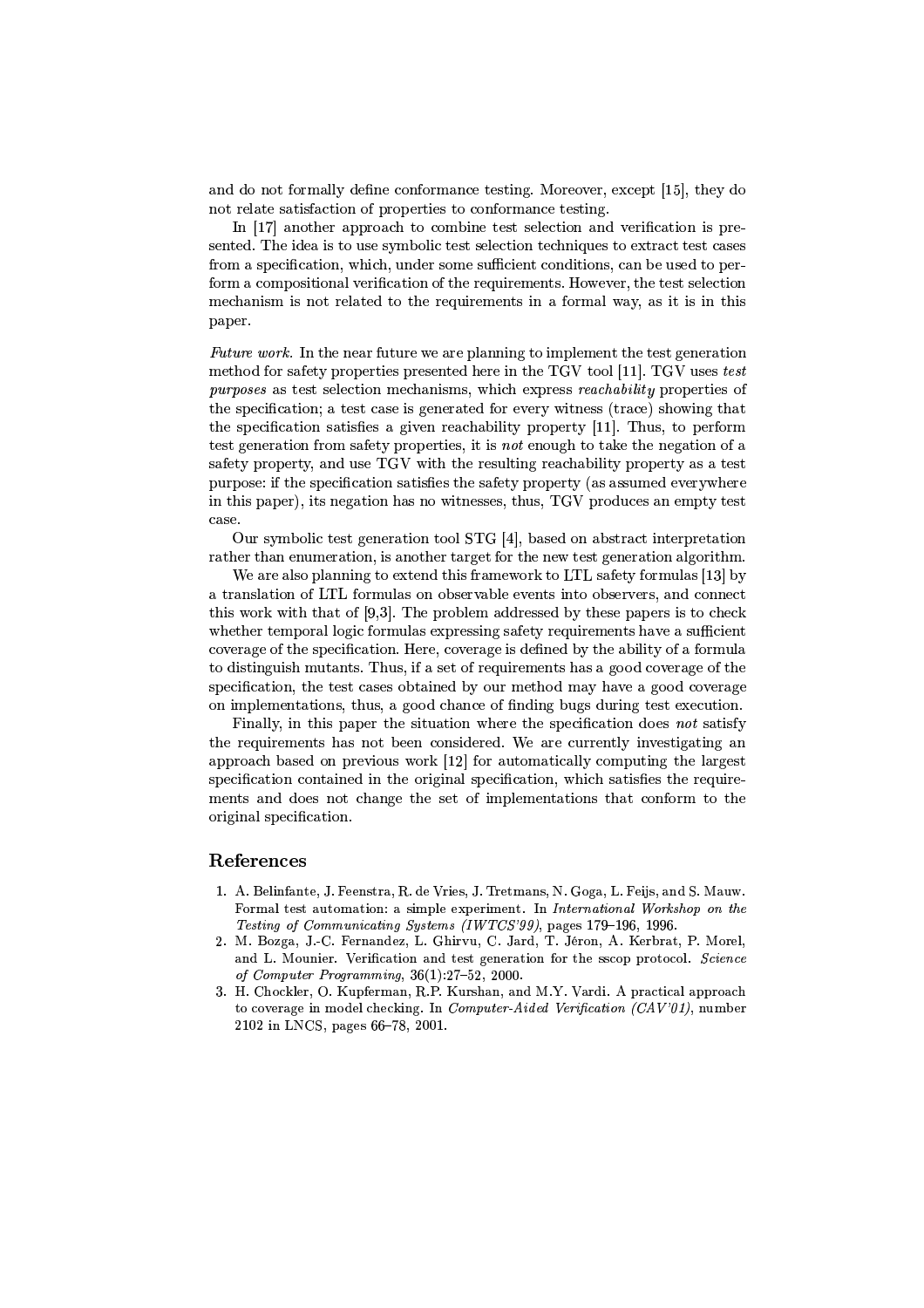and do not formally define conformance testing. Moreover, except [15], they do not relate satisfaction of properties to conformance testing.

In [17] another approach to combine test selection and verification is presented. The idea is to use symbolic test selection techniques to extract test cases from a specification, which, under some sufficient conditions, can be used to perform a compositional verification of the requirements. However, the test selection mechanism is not related to the requirements in a formal way, as it is in this paper.

*Future work.* In the near future we are planning to implement the test generation method for safety properties presented here in the TGV tool [11]. TGV uses *test purposes* as test selection mechanisms, which express *reachability* properties of the specification; a test case is generated for every witness (trace) showing that the specification satisfies a given reachability property [11]. Thus, to perform test generation from safety properties, it is *not* enough to take the negation of a safety property, and use TGV with the resulting reachability property as a test purpose: if the specification satisfies the safety property (as assumed everywhere in this paper), its negation has no witnesses, thus, TGV produces an empty test case.

Our symbolic test generation tool STG [4], based on abstract interpretation rather than enumeration, is another target for the new test generation algorithm.

We are also planning to extend this framework to LTL safety formulas [13] by a translation of LTL formulas on observable events into observers, and connect this work with that of [9,3]. The problem addressed by these papers is to check whether temporal logic formulas expressing safety requirements have a sufficient coverage of the specification. Here, coverage is defined by the ability of a formula to distinguish mutants. Thus, if a set of requirements has a good coverage of the specification, the test cases obtained by our method may have a good coverage on implementations, thus, a good chance of finding bugs during test execution.

Finally, in this paper the situation where the specification does *not* satisfy the requirements has not been considered. We are currently investigating an approach based on previous work [12] for automatically computing the largest specification contained in the original specification, which satisfies the requirements and does not change the set of implementations that conform to the original specification.

## References

1. A. Belinfante, J. Feenstra, R. de Vries, J. Tretmans, N. Goga, L. Feijs, and S. Mauw. Formal test automation: a simple experiment. In *International Workshop on the Testing of Communicating Systems (IWTCS'99)*, pages 179–196, 1996.
2. M. Bozga, J.-C. Fernandez, L. Ghirvu, C. Jard, T. Jéron, A. Kerbrat, P. Morel, and L. Mounier. Verification and test generation for the sscop protocol. *Science of Computer Programming*, 36(1):27–52, 2000.
3. H. Chockler, O. Kupferman, R.P. Kurshan, and M.Y. Vardi. A practical approach to coverage in model checking. In *Computer-Aided Verification (CAV'01)*, number 2102 in LNCS, pages 66–78, 2001.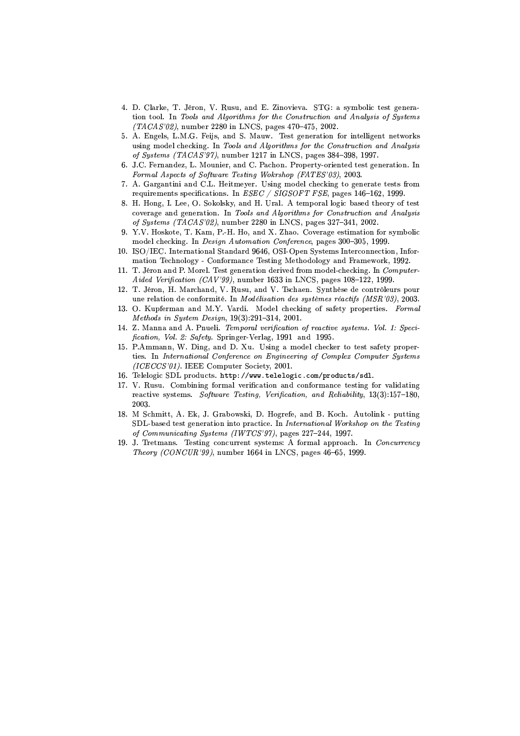4. D. Clarke, T. Jéron, V. Rusu, and E. Zinovieva. STG: a symbolic test generation tool. In *Tools and Algorithms for the Construction and Analysis of Systems (TACAS'02)*, number 2280 in LNCS, pages 470–475, 2002.
5. A. Engels, L.M.G. Feijs, and S. Mauw. Test generation for intelligent networks using model checking. In *Tools and Algorithms for the Construction and Analysis of Systems (TACAS'97)*, number 1217 in LNCS, pages 384–398, 1997.
6. J.C. Fernandez, L. Mounier, and C. Pachon. Property-oriented test generation. In *Formal Aspects of Software Testing Wokrshop (FATES'03)*, 2003.
7. A. Gargantini and C.L. Heitmeyer. Using model checking to generate tests from requirements specifications. In *ESEC / SIGSOFT FSE*, pages 146–162, 1999.
8. H. Hong, I. Lee, O. Sokolsky, and H. Ural. A temporal logic based theory of test coverage and generation. In *Tools and Algorithms for Construction and Analysis of Systems (TACAS'02)*, number 2280 in LNCS, pages 327–341, 2002.
9. Y.V. Hoskote, T. Kam, P.-H. Ho, and X. Zhao. Coverage estimation for symbolic model checking. In *Design Automation Conference*, pages 300–305, 1999.
10. ISO/IEC. International Standard 9646, OSI-Open Systems Interconnection, Information Technology - Conformance Testing Methodology and Framework, 1992.
11. T. Jéron and P. Morel. Test generation derived from model-checking. In *Computer-Aided Verification (CAV'99)*, number 1633 in LNCS, pages 108–122, 1999.
12. T. Jéron, H. Marchand, V. Rusu, and V. Tschaen. Synthèse de contrôleurs pour une relation de conformité. In *Modélisation des systèmes réactifs (MSR'03)*, 2003.
13. O. Kupferman and M.Y. Vardi. Model checking of safety properties. *Formal Methods in System Design*, 19(3):291–314, 2001.
14. Z. Manna and A. Pnueli. *Temporal verification of reactive systems. Vol. 1: Specification, Vol. 2: Safety.* Springer-Verlag, 1991 and 1995.
15. P.Ammann, W. Ding, and D. Xu. Using a model checker to test safety properties. In *International Conference on Engineering of Complex Computer Systems (ICECCS'01)*. IEEE Computer Society, 2001.
16. Telelogic SDL products. `http://www.telelogic.com/products/sdl`.
17. V. Rusu. Combining formal verification and conformance testing for validating reactive systems. *Software Testing, Verification, and Reliability*, 13(3):157–180, 2003.
18. M Schmitt, A. Ek, J. Grabowski, D. Hogrefe, and B. Koch. Autolink - putting SDL-based test generation into practice. In *International Workshop on the Testing of Communicating Systems (IWTCS'97)*, pages 227–244, 1997.
19. J. Tretmans. Testing concurrent systems: A formal approach. In *Concurrency Theory (CONCUR'99)*, number 1664 in LNCS, pages 46–65, 1999.